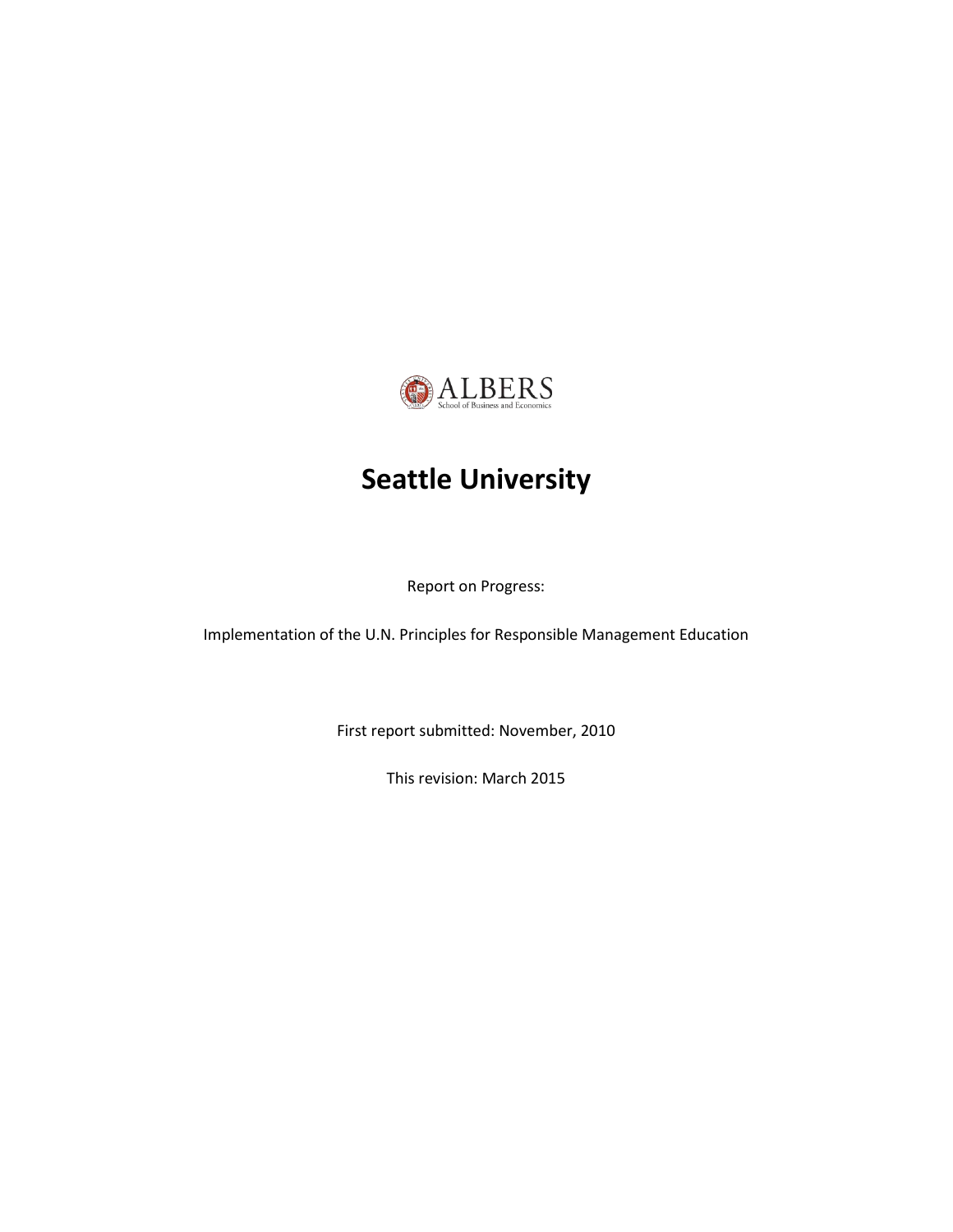ALBERS
School of Business and Economics

# Seattle University

Report on Progress:

Implementation of the U.N. Principles for Responsible Management Education

First report submitted: November, 2010

This revision: March 2015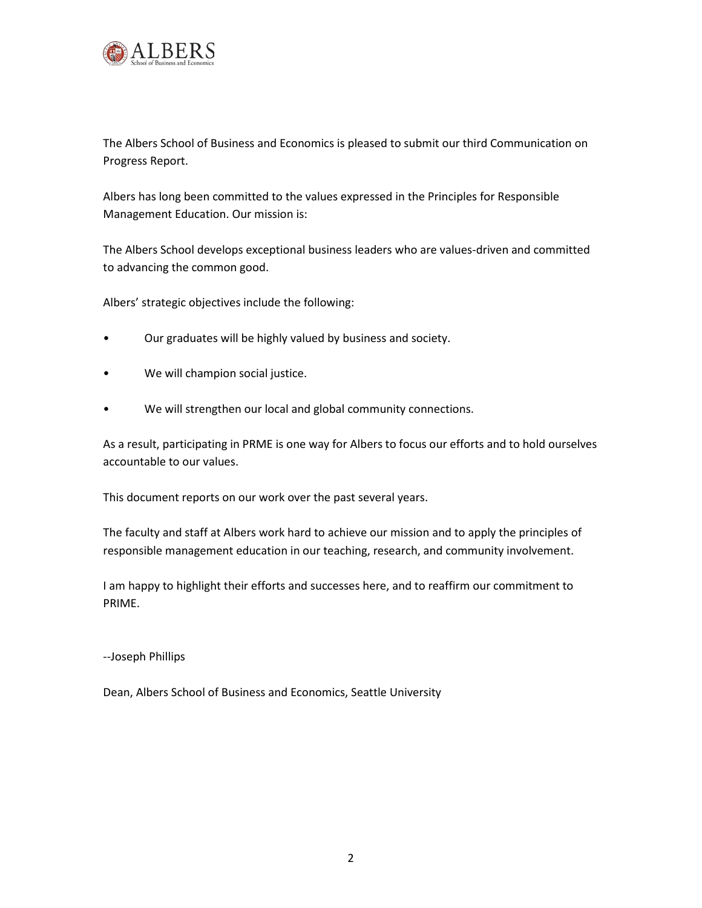The Albers School of Business and Economics is pleased to submit our third Communication on Progress Report.

Albers has long been committed to the values expressed in the Principles for Responsible Management Education. Our mission is:

The Albers School develops exceptional business leaders who are values-driven and committed to advancing the common good.

Albers' strategic objectives include the following:

- Our graduates will be highly valued by business and society.
- We will champion social justice.
- We will strengthen our local and global community connections.

As a result, participating in PRME is one way for Albers to focus our efforts and to hold ourselves accountable to our values.

This document reports on our work over the past several years.

The faculty and staff at Albers work hard to achieve our mission and to apply the principles of responsible management education in our teaching, research, and community involvement.

I am happy to highlight their efforts and successes here, and to reaffirm our commitment to PRIME.

--Joseph Phillips

Dean, Albers School of Business and Economics, Seattle University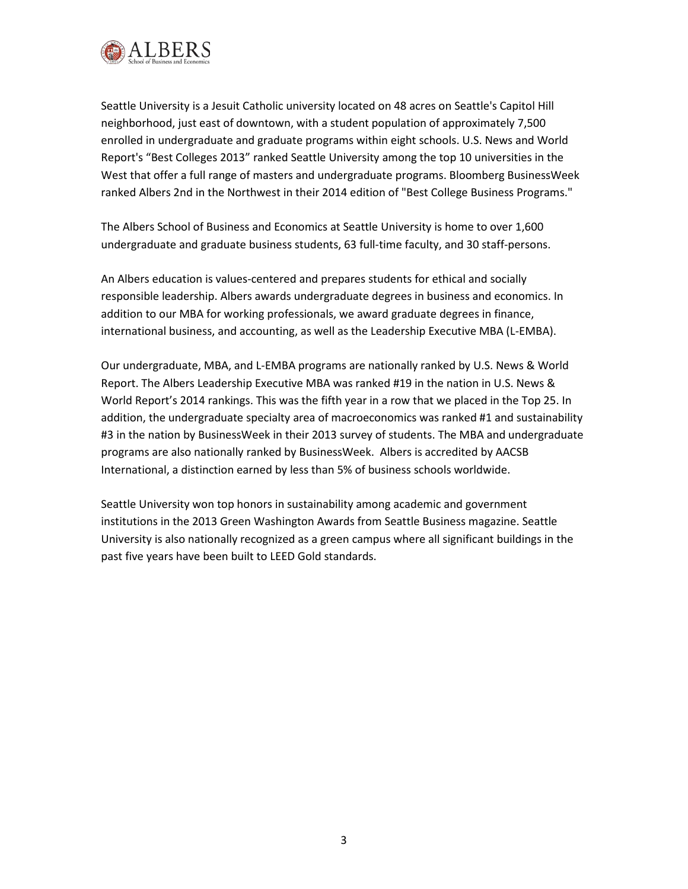Seattle University is a Jesuit Catholic university located on 48 acres on Seattle's Capitol Hill neighborhood, just east of downtown, with a student population of approximately 7,500 enrolled in undergraduate and graduate programs within eight schools. U.S. News and World Report's “Best Colleges 2013” ranked Seattle University among the top 10 universities in the West that offer a full range of masters and undergraduate programs. Bloomberg BusinessWeek ranked Albers 2nd in the Northwest in their 2014 edition of "Best College Business Programs."

The Albers School of Business and Economics at Seattle University is home to over 1,600 undergraduate and graduate business students, 63 full-time faculty, and 30 staff-persons.

An Albers education is values-centered and prepares students for ethical and socially responsible leadership. Albers awards undergraduate degrees in business and economics. In addition to our MBA for working professionals, we award graduate degrees in finance, international business, and accounting, as well as the Leadership Executive MBA (L-EMBA).

Our undergraduate, MBA, and L-EMBA programs are nationally ranked by U.S. News & World Report. The Albers Leadership Executive MBA was ranked #19 in the nation in U.S. News & World Report’s 2014 rankings. This was the fifth year in a row that we placed in the Top 25. In addition, the undergraduate specialty area of macroeconomics was ranked #1 and sustainability #3 in the nation by BusinessWeek in their 2013 survey of students. The MBA and undergraduate programs are also nationally ranked by BusinessWeek. Albers is accredited by AACSB International, a distinction earned by less than 5% of business schools worldwide.

Seattle University won top honors in sustainability among academic and government institutions in the 2013 Green Washington Awards from Seattle Business magazine. Seattle University is also nationally recognized as a green campus where all significant buildings in the past five years have been built to LEED Gold standards.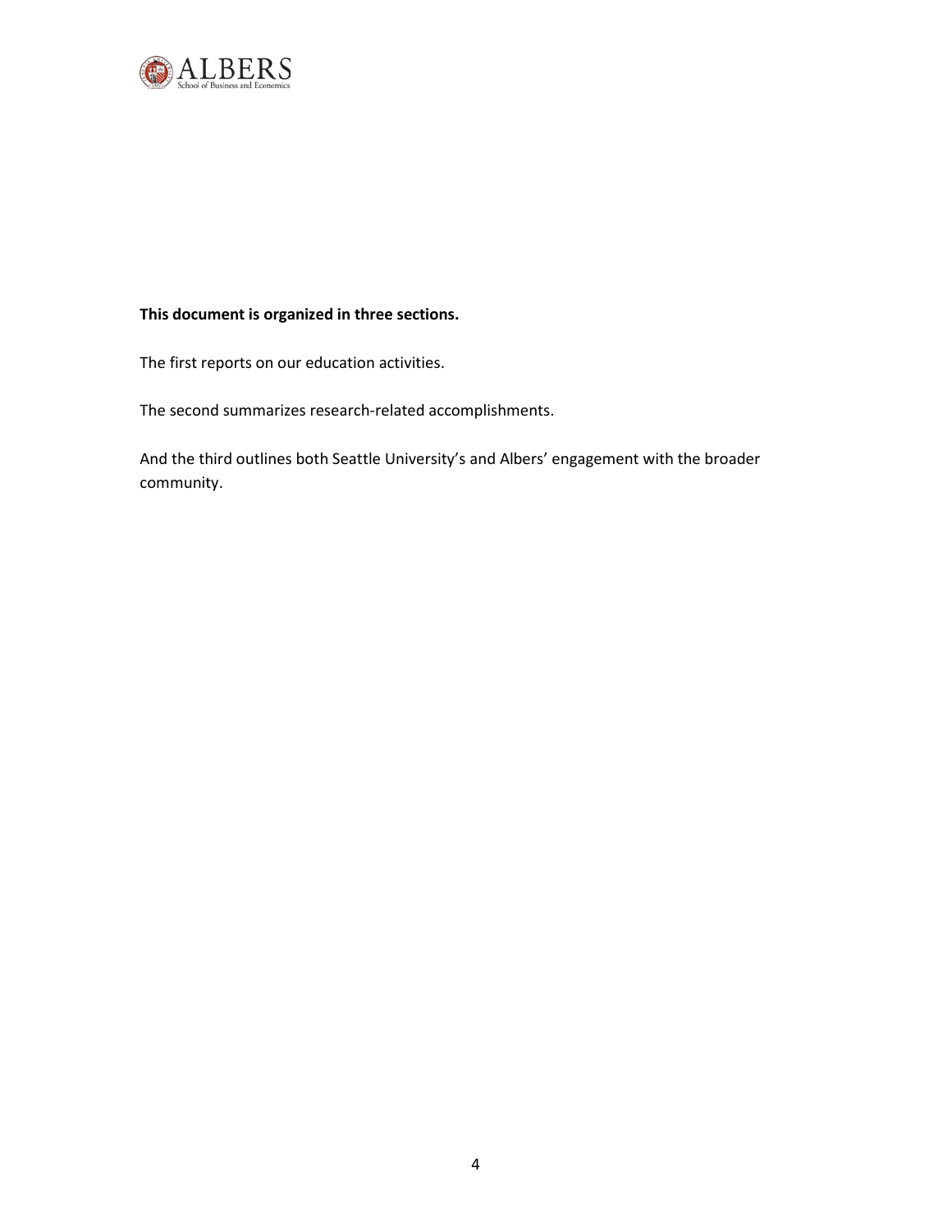**This document is organized in three sections.**

The first reports on our education activities.

The second summarizes research-related accomplishments.

And the third outlines both Seattle University's and Albers' engagement with the broader community.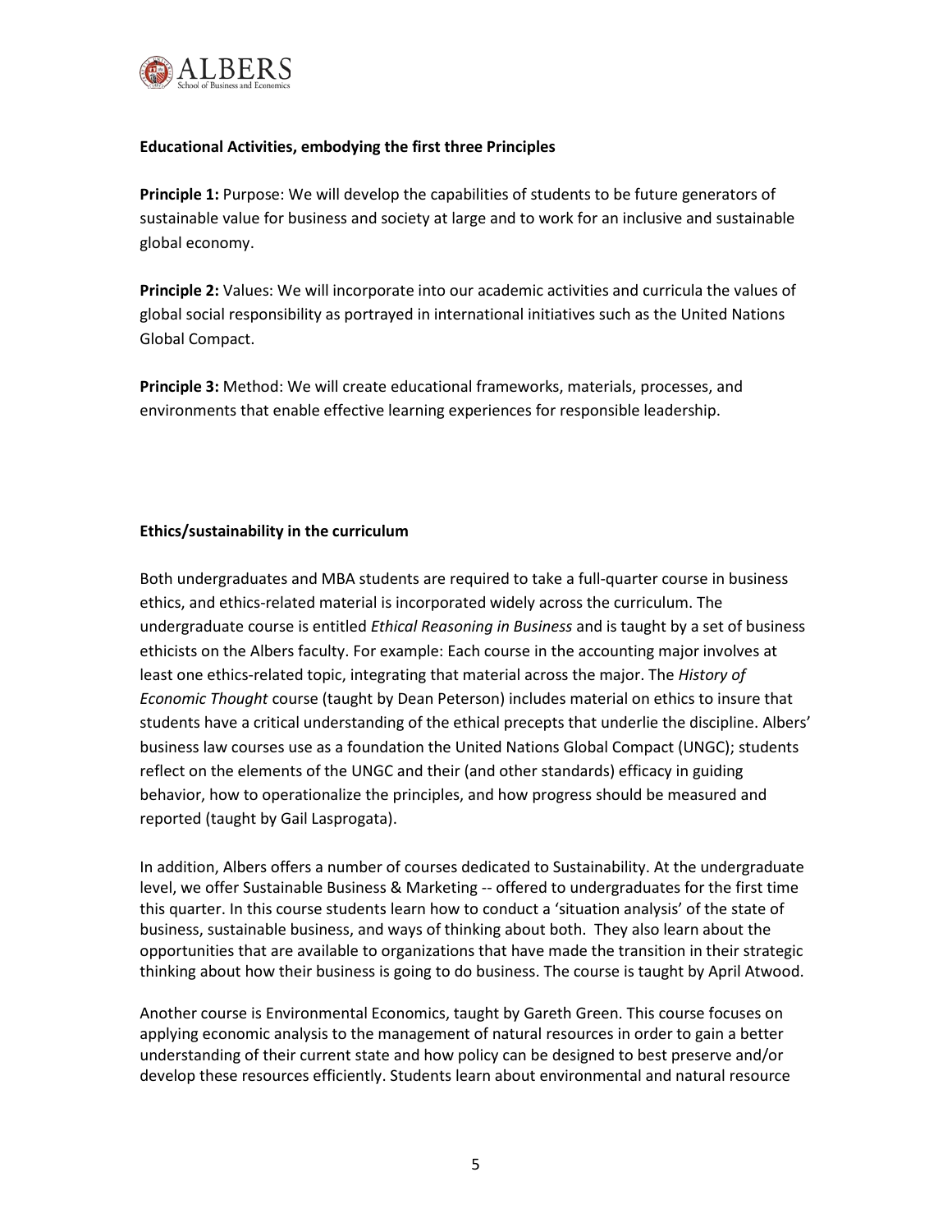**Educational Activities, embodying the first three Principles**

**Principle 1:** Purpose: We will develop the capabilities of students to be future generators of sustainable value for business and society at large and to work for an inclusive and sustainable global economy.

**Principle 2:** Values: We will incorporate into our academic activities and curricula the values of global social responsibility as portrayed in international initiatives such as the United Nations Global Compact.

**Principle 3:** Method: We will create educational frameworks, materials, processes, and environments that enable effective learning experiences for responsible leadership.

**Ethics/sustainability in the curriculum**

Both undergraduates and MBA students are required to take a full-quarter course in business ethics, and ethics-related material is incorporated widely across the curriculum. The undergraduate course is entitled *Ethical Reasoning in Business* and is taught by a set of business ethicists on the Albers faculty. For example: Each course in the accounting major involves at least one ethics-related topic, integrating that material across the major. The *History of Economic Thought* course (taught by Dean Peterson) includes material on ethics to insure that students have a critical understanding of the ethical precepts that underlie the discipline. Albers' business law courses use as a foundation the United Nations Global Compact (UNGC); students reflect on the elements of the UNGC and their (and other standards) efficacy in guiding behavior, how to operationalize the principles, and how progress should be measured and reported (taught by Gail Lasprogata).

In addition, Albers offers a number of courses dedicated to Sustainability. At the undergraduate level, we offer Sustainable Business & Marketing -- offered to undergraduates for the first time this quarter. In this course students learn how to conduct a 'situation analysis' of the state of business, sustainable business, and ways of thinking about both. They also learn about the opportunities that are available to organizations that have made the transition in their strategic thinking about how their business is going to do business. The course is taught by April Atwood.

Another course is Environmental Economics, taught by Gareth Green. This course focuses on applying economic analysis to the management of natural resources in order to gain a better understanding of their current state and how policy can be designed to best preserve and/or develop these resources efficiently. Students learn about environmental and natural resource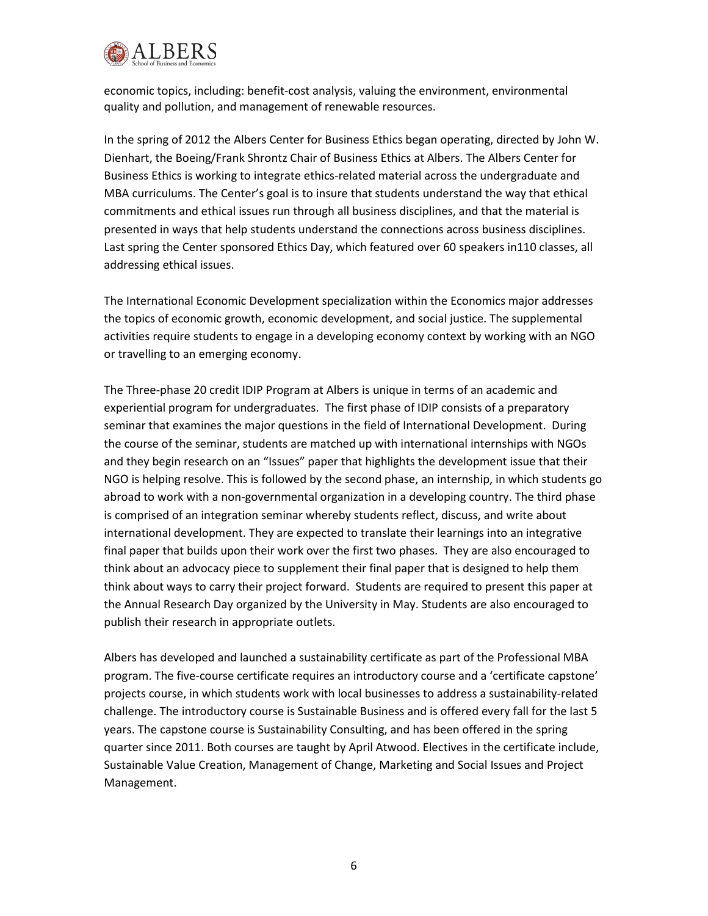economic topics, including: benefit-cost analysis, valuing the environment, environmental quality and pollution, and management of renewable resources.

In the spring of 2012 the Albers Center for Business Ethics began operating, directed by John W. Dienhart, the Boeing/Frank Shrontz Chair of Business Ethics at Albers. The Albers Center for Business Ethics is working to integrate ethics-related material across the undergraduate and MBA curriculums. The Center's goal is to insure that students understand the way that ethical commitments and ethical issues run through all business disciplines, and that the material is presented in ways that help students understand the connections across business disciplines. Last spring the Center sponsored Ethics Day, which featured over 60 speakers in110 classes, all addressing ethical issues.

The International Economic Development specialization within the Economics major addresses the topics of economic growth, economic development, and social justice. The supplemental activities require students to engage in a developing economy context by working with an NGO or travelling to an emerging economy.

The Three-phase 20 credit IDIP Program at Albers is unique in terms of an academic and experiential program for undergraduates. The first phase of IDIP consists of a preparatory seminar that examines the major questions in the field of International Development. During the course of the seminar, students are matched up with international internships with NGOs and they begin research on an "Issues" paper that highlights the development issue that their NGO is helping resolve. This is followed by the second phase, an internship, in which students go abroad to work with a non-governmental organization in a developing country. The third phase is comprised of an integration seminar whereby students reflect, discuss, and write about international development. They are expected to translate their learnings into an integrative final paper that builds upon their work over the first two phases. They are also encouraged to think about an advocacy piece to supplement their final paper that is designed to help them think about ways to carry their project forward. Students are required to present this paper at the Annual Research Day organized by the University in May. Students are also encouraged to publish their research in appropriate outlets.

Albers has developed and launched a sustainability certificate as part of the Professional MBA program. The five-course certificate requires an introductory course and a 'certificate capstone' projects course, in which students work with local businesses to address a sustainability-related challenge. The introductory course is Sustainable Business and is offered every fall for the last 5 years. The capstone course is Sustainability Consulting, and has been offered in the spring quarter since 2011. Both courses are taught by April Atwood. Electives in the certificate include, Sustainable Value Creation, Management of Change, Marketing and Social Issues and Project Management.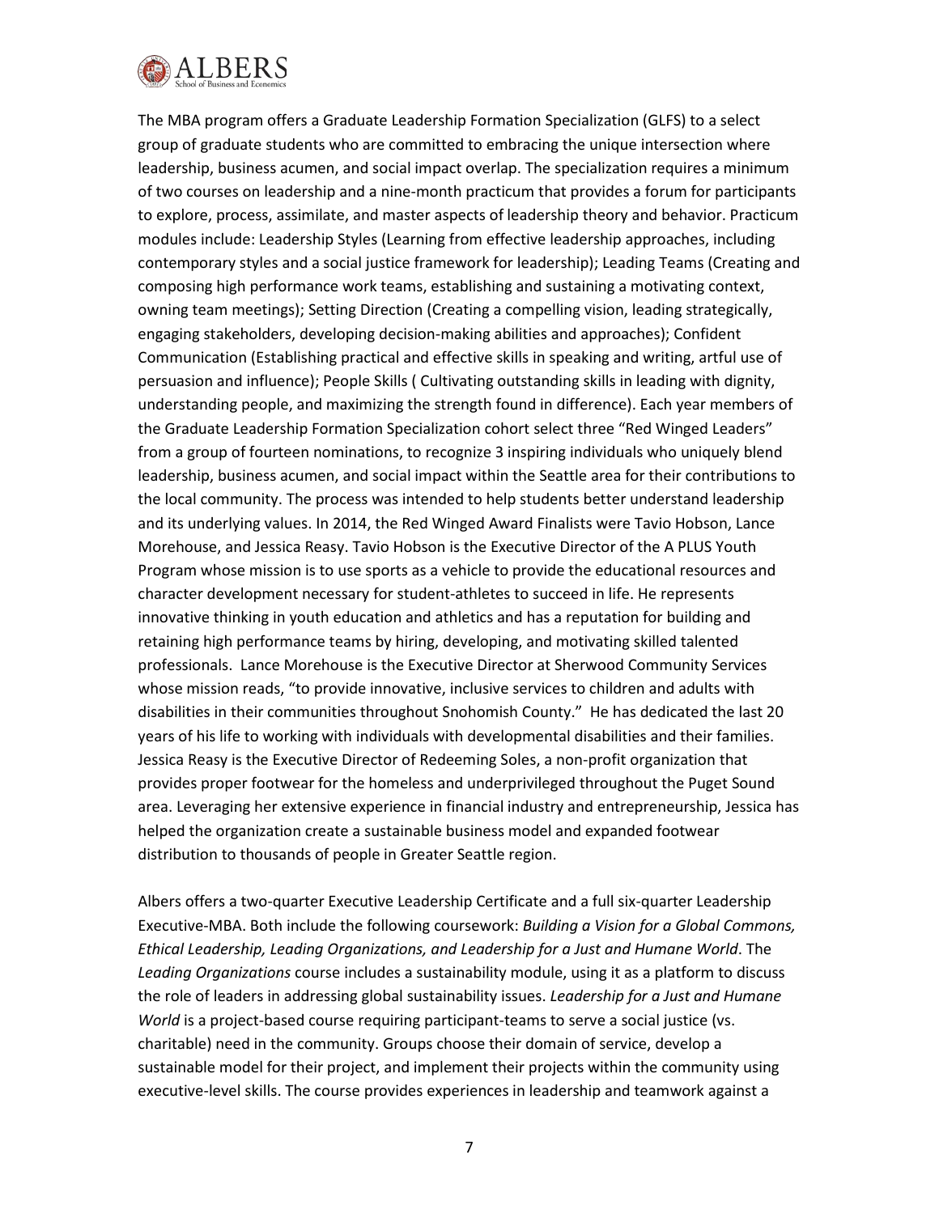The MBA program offers a Graduate Leadership Formation Specialization (GLFS) to a select group of graduate students who are committed to embracing the unique intersection where leadership, business acumen, and social impact overlap. The specialization requires a minimum of two courses on leadership and a nine-month practicum that provides a forum for participants to explore, process, assimilate, and master aspects of leadership theory and behavior. Practicum modules include: Leadership Styles (Learning from effective leadership approaches, including contemporary styles and a social justice framework for leadership); Leading Teams (Creating and composing high performance work teams, establishing and sustaining a motivating context, owning team meetings); Setting Direction (Creating a compelling vision, leading strategically, engaging stakeholders, developing decision-making abilities and approaches); Confident Communication (Establishing practical and effective skills in speaking and writing, artful use of persuasion and influence); People Skills ( Cultivating outstanding skills in leading with dignity, understanding people, and maximizing the strength found in difference). Each year members of the Graduate Leadership Formation Specialization cohort select three "Red Winged Leaders" from a group of fourteen nominations, to recognize 3 inspiring individuals who uniquely blend leadership, business acumen, and social impact within the Seattle area for their contributions to the local community. The process was intended to help students better understand leadership and its underlying values. In 2014, the Red Winged Award Finalists were Tavio Hobson, Lance Morehouse, and Jessica Reasy. Tavio Hobson is the Executive Director of the A PLUS Youth Program whose mission is to use sports as a vehicle to provide the educational resources and character development necessary for student-athletes to succeed in life. He represents innovative thinking in youth education and athletics and has a reputation for building and retaining high performance teams by hiring, developing, and motivating skilled talented professionals. Lance Morehouse is the Executive Director at Sherwood Community Services whose mission reads, "to provide innovative, inclusive services to children and adults with disabilities in their communities throughout Snohomish County." He has dedicated the last 20 years of his life to working with individuals with developmental disabilities and their families. Jessica Reasy is the Executive Director of Redeeming Soles, a non-profit organization that provides proper footwear for the homeless and underprivileged throughout the Puget Sound area. Leveraging her extensive experience in financial industry and entrepreneurship, Jessica has helped the organization create a sustainable business model and expanded footwear distribution to thousands of people in Greater Seattle region.

Albers offers a two-quarter Executive Leadership Certificate and a full six-quarter Leadership Executive-MBA. Both include the following coursework: *Building a Vision for a Global Commons, Ethical Leadership, Leading Organizations, and Leadership for a Just and Humane World*. The *Leading Organizations* course includes a sustainability module, using it as a platform to discuss the role of leaders in addressing global sustainability issues. *Leadership for a Just and Humane World* is a project-based course requiring participant-teams to serve a social justice (vs. charitable) need in the community. Groups choose their domain of service, develop a sustainable model for their project, and implement their projects within the community using executive-level skills. The course provides experiences in leadership and teamwork against a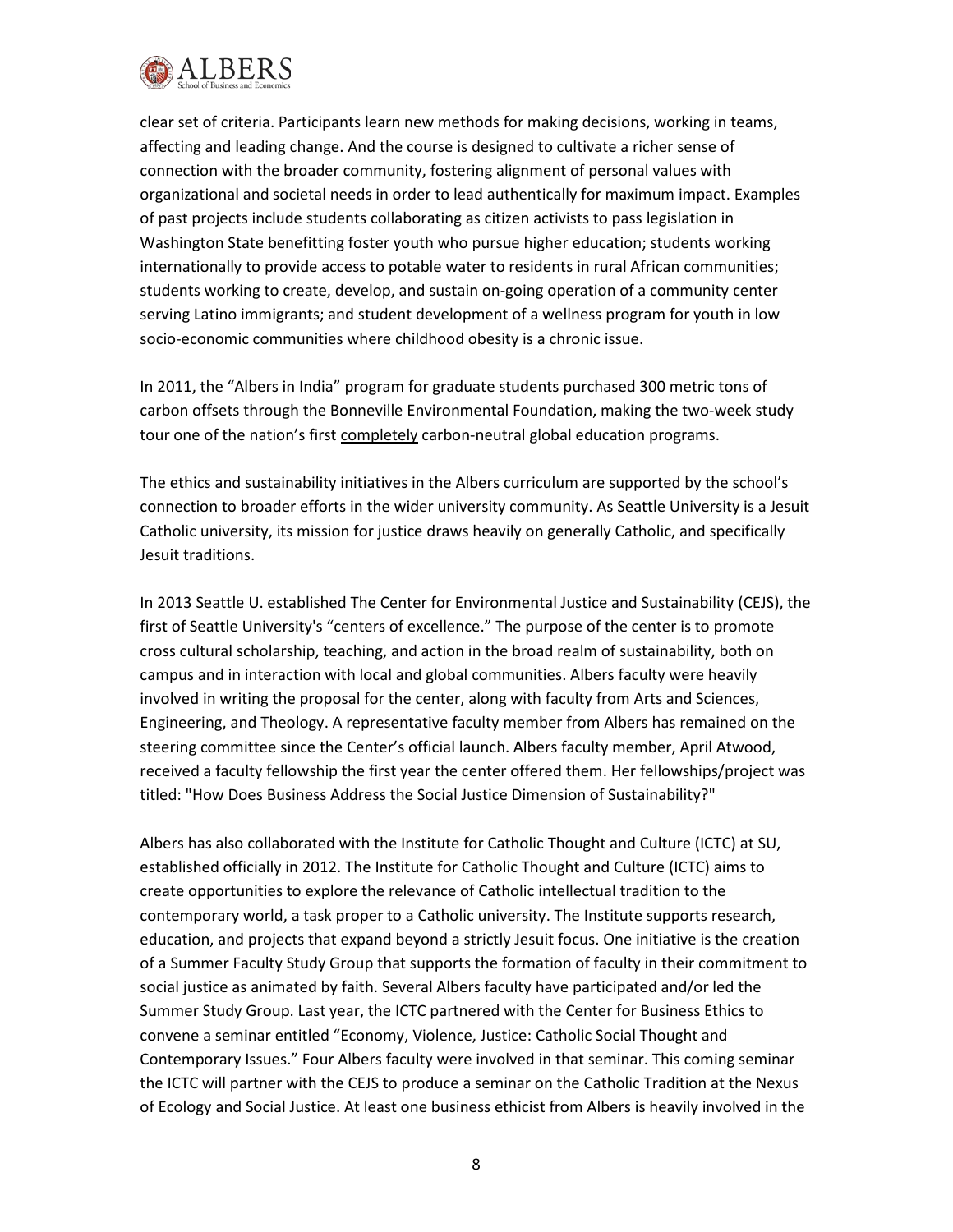clear set of criteria. Participants learn new methods for making decisions, working in teams, affecting and leading change. And the course is designed to cultivate a richer sense of connection with the broader community, fostering alignment of personal values with organizational and societal needs in order to lead authentically for maximum impact. Examples of past projects include students collaborating as citizen activists to pass legislation in Washington State benefitting foster youth who pursue higher education; students working internationally to provide access to potable water to residents in rural African communities; students working to create, develop, and sustain on-going operation of a community center serving Latino immigrants; and student development of a wellness program for youth in low socio-economic communities where childhood obesity is a chronic issue.

In 2011, the "Albers in India" program for graduate students purchased 300 metric tons of carbon offsets through the Bonneville Environmental Foundation, making the two-week study tour one of the nation's first <u>completely</u> carbon-neutral global education programs.

The ethics and sustainability initiatives in the Albers curriculum are supported by the school's connection to broader efforts in the wider university community. As Seattle University is a Jesuit Catholic university, its mission for justice draws heavily on generally Catholic, and specifically Jesuit traditions.

In 2013 Seattle U. established The Center for Environmental Justice and Sustainability (CEJS), the first of Seattle University's "centers of excellence." The purpose of the center is to promote cross cultural scholarship, teaching, and action in the broad realm of sustainability, both on campus and in interaction with local and global communities. Albers faculty were heavily involved in writing the proposal for the center, along with faculty from Arts and Sciences, Engineering, and Theology. A representative faculty member from Albers has remained on the steering committee since the Center's official launch. Albers faculty member, April Atwood, received a faculty fellowship the first year the center offered them. Her fellowships/project was titled: "How Does Business Address the Social Justice Dimension of Sustainability?"

Albers has also collaborated with the Institute for Catholic Thought and Culture (ICTC) at SU, established officially in 2012. The Institute for Catholic Thought and Culture (ICTC) aims to create opportunities to explore the relevance of Catholic intellectual tradition to the contemporary world, a task proper to a Catholic university. The Institute supports research, education, and projects that expand beyond a strictly Jesuit focus. One initiative is the creation of a Summer Faculty Study Group that supports the formation of faculty in their commitment to social justice as animated by faith. Several Albers faculty have participated and/or led the Summer Study Group. Last year, the ICTC partnered with the Center for Business Ethics to convene a seminar entitled "Economy, Violence, Justice: Catholic Social Thought and Contemporary Issues." Four Albers faculty were involved in that seminar. This coming seminar the ICTC will partner with the CEJS to produce a seminar on the Catholic Tradition at the Nexus of Ecology and Social Justice. At least one business ethicist from Albers is heavily involved in the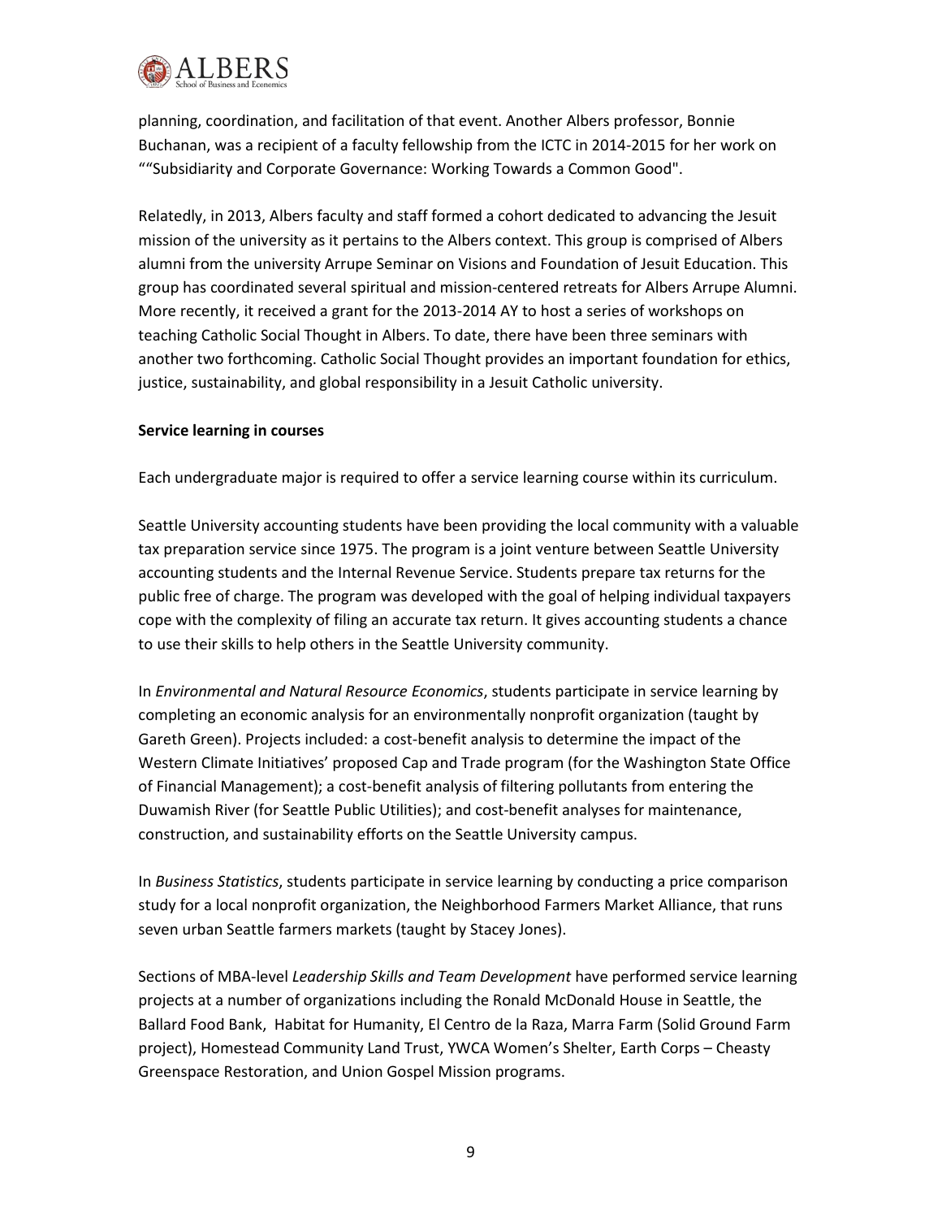planning, coordination, and facilitation of that event. Another Albers professor, Bonnie Buchanan, was a recipient of a faculty fellowship from the ICTC in 2014-2015 for her work on ""Subsidiarity and Corporate Governance: Working Towards a Common Good".

Relatedly, in 2013, Albers faculty and staff formed a cohort dedicated to advancing the Jesuit mission of the university as it pertains to the Albers context. This group is comprised of Albers alumni from the university Arrupe Seminar on Visions and Foundation of Jesuit Education. This group has coordinated several spiritual and mission-centered retreats for Albers Arrupe Alumni. More recently, it received a grant for the 2013-2014 AY to host a series of workshops on teaching Catholic Social Thought in Albers. To date, there have been three seminars with another two forthcoming. Catholic Social Thought provides an important foundation for ethics, justice, sustainability, and global responsibility in a Jesuit Catholic university.

**Service learning in courses**

Each undergraduate major is required to offer a service learning course within its curriculum.

Seattle University accounting students have been providing the local community with a valuable tax preparation service since 1975. The program is a joint venture between Seattle University accounting students and the Internal Revenue Service. Students prepare tax returns for the public free of charge. The program was developed with the goal of helping individual taxpayers cope with the complexity of filing an accurate tax return. It gives accounting students a chance to use their skills to help others in the Seattle University community.

In *Environmental and Natural Resource Economics*, students participate in service learning by completing an economic analysis for an environmentally nonprofit organization (taught by Gareth Green). Projects included: a cost-benefit analysis to determine the impact of the Western Climate Initiatives' proposed Cap and Trade program (for the Washington State Office of Financial Management); a cost-benefit analysis of filtering pollutants from entering the Duwamish River (for Seattle Public Utilities); and cost-benefit analyses for maintenance, construction, and sustainability efforts on the Seattle University campus.

In *Business Statistics*, students participate in service learning by conducting a price comparison study for a local nonprofit organization, the Neighborhood Farmers Market Alliance, that runs seven urban Seattle farmers markets (taught by Stacey Jones).

Sections of MBA-level *Leadership Skills and Team Development* have performed service learning projects at a number of organizations including the Ronald McDonald House in Seattle, the Ballard Food Bank, Habitat for Humanity, El Centro de la Raza, Marra Farm (Solid Ground Farm project), Homestead Community Land Trust, YWCA Women's Shelter, Earth Corps – Cheasty Greenspace Restoration, and Union Gospel Mission programs.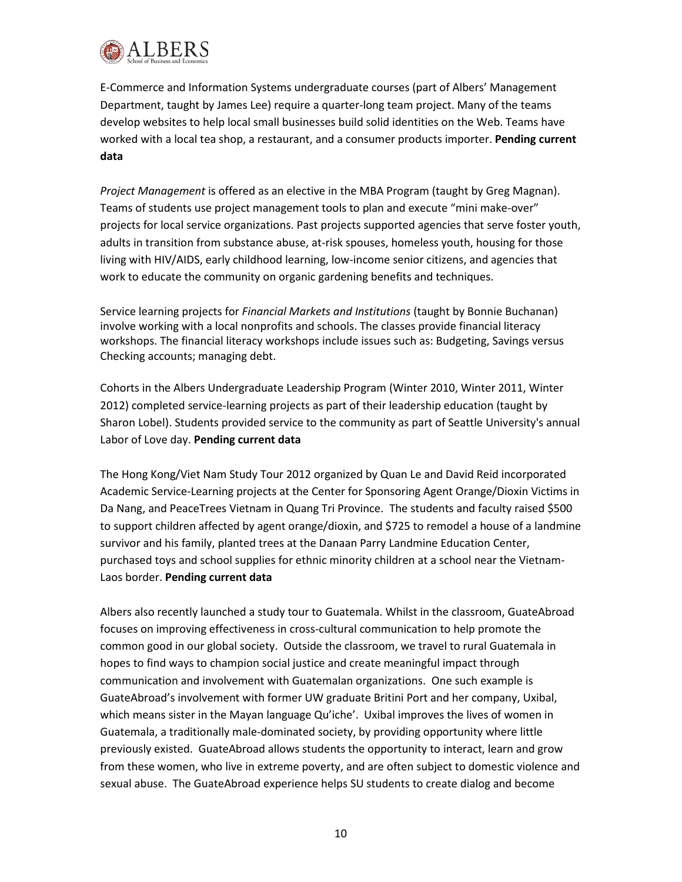E-Commerce and Information Systems undergraduate courses (part of Albers' Management Department, taught by James Lee) require a quarter-long team project. Many of the teams develop websites to help local small businesses build solid identities on the Web. Teams have worked with a local tea shop, a restaurant, and a consumer products importer. **Pending current data**

*Project Management* is offered as an elective in the MBA Program (taught by Greg Magnan). Teams of students use project management tools to plan and execute "mini make-over" projects for local service organizations. Past projects supported agencies that serve foster youth, adults in transition from substance abuse, at-risk spouses, homeless youth, housing for those living with HIV/AIDS, early childhood learning, low-income senior citizens, and agencies that work to educate the community on organic gardening benefits and techniques.

Service learning projects for *Financial Markets and Institutions* (taught by Bonnie Buchanan) involve working with a local nonprofits and schools. The classes provide financial literacy workshops. The financial literacy workshops include issues such as: Budgeting, Savings versus Checking accounts; managing debt.

Cohorts in the Albers Undergraduate Leadership Program (Winter 2010, Winter 2011, Winter 2012) completed service-learning projects as part of their leadership education (taught by Sharon Lobel). Students provided service to the community as part of Seattle University's annual Labor of Love day. **Pending current data**

The Hong Kong/Viet Nam Study Tour 2012 organized by Quan Le and David Reid incorporated Academic Service-Learning projects at the Center for Sponsoring Agent Orange/Dioxin Victims in Da Nang, and PeaceTrees Vietnam in Quang Tri Province. The students and faculty raised $500 to support children affected by agent orange/dioxin, and $725 to remodel a house of a landmine survivor and his family, planted trees at the Danaan Parry Landmine Education Center, purchased toys and school supplies for ethnic minority children at a school near the Vietnam-Laos border. **Pending current data**

Albers also recently launched a study tour to Guatemala. Whilst in the classroom, GuateAbroad focuses on improving effectiveness in cross-cultural communication to help promote the common good in our global society. Outside the classroom, we travel to rural Guatemala in hopes to find ways to champion social justice and create meaningful impact through communication and involvement with Guatemalan organizations. One such example is GuateAbroad's involvement with former UW graduate Britini Port and her company, Uxibal, which means sister in the Mayan language Qu'iche'. Uxibal improves the lives of women in Guatemala, a traditionally male-dominated society, by providing opportunity where little previously existed. GuateAbroad allows students the opportunity to interact, learn and grow from these women, who live in extreme poverty, and are often subject to domestic violence and sexual abuse. The GuateAbroad experience helps SU students to create dialog and become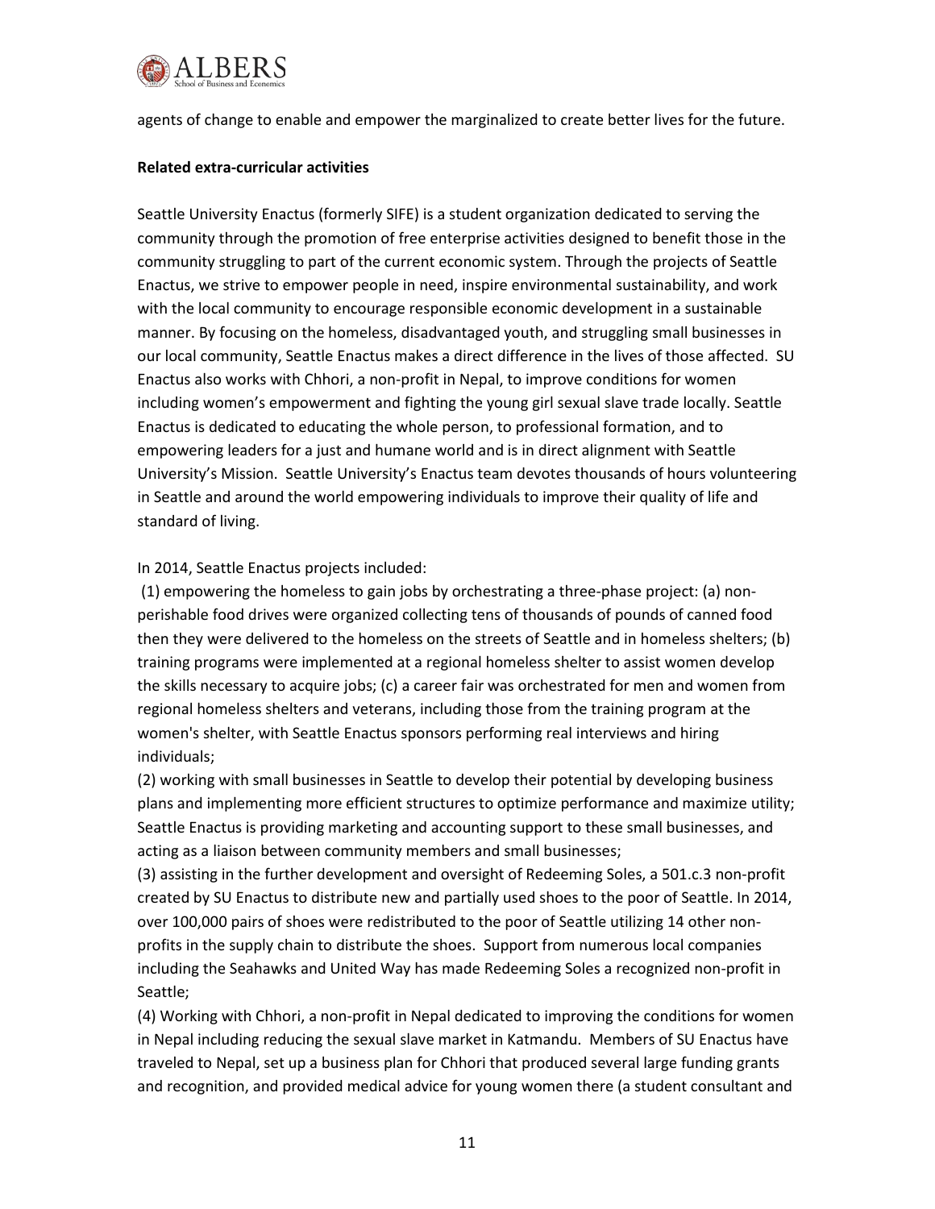agents of change to enable and empower the marginalized to create better lives for the future.

**Related extra-curricular activities**

Seattle University Enactus (formerly SIFE) is a student organization dedicated to serving the community through the promotion of free enterprise activities designed to benefit those in the community struggling to part of the current economic system. Through the projects of Seattle Enactus, we strive to empower people in need, inspire environmental sustainability, and work with the local community to encourage responsible economic development in a sustainable manner. By focusing on the homeless, disadvantaged youth, and struggling small businesses in our local community, Seattle Enactus makes a direct difference in the lives of those affected. SU Enactus also works with Chhori, a non-profit in Nepal, to improve conditions for women including women's empowerment and fighting the young girl sexual slave trade locally. Seattle Enactus is dedicated to educating the whole person, to professional formation, and to empowering leaders for a just and humane world and is in direct alignment with Seattle University's Mission. Seattle University's Enactus team devotes thousands of hours volunteering in Seattle and around the world empowering individuals to improve their quality of life and standard of living.

In 2014, Seattle Enactus projects included:

(1) empowering the homeless to gain jobs by orchestrating a three-phase project: (a) non-perishable food drives were organized collecting tens of thousands of pounds of canned food then they were delivered to the homeless on the streets of Seattle and in homeless shelters; (b) training programs were implemented at a regional homeless shelter to assist women develop the skills necessary to acquire jobs; (c) a career fair was orchestrated for men and women from regional homeless shelters and veterans, including those from the training program at the women's shelter, with Seattle Enactus sponsors performing real interviews and hiring individuals;

(2) working with small businesses in Seattle to develop their potential by developing business plans and implementing more efficient structures to optimize performance and maximize utility; Seattle Enactus is providing marketing and accounting support to these small businesses, and acting as a liaison between community members and small businesses;

(3) assisting in the further development and oversight of Redeeming Soles, a 501.c.3 non-profit created by SU Enactus to distribute new and partially used shoes to the poor of Seattle. In 2014, over 100,000 pairs of shoes were redistributed to the poor of Seattle utilizing 14 other non-profits in the supply chain to distribute the shoes. Support from numerous local companies including the Seahawks and United Way has made Redeeming Soles a recognized non-profit in Seattle;

(4) Working with Chhori, a non-profit in Nepal dedicated to improving the conditions for women in Nepal including reducing the sexual slave market in Katmandu. Members of SU Enactus have traveled to Nepal, set up a business plan for Chhori that produced several large funding grants and recognition, and provided medical advice for young women there (a student consultant and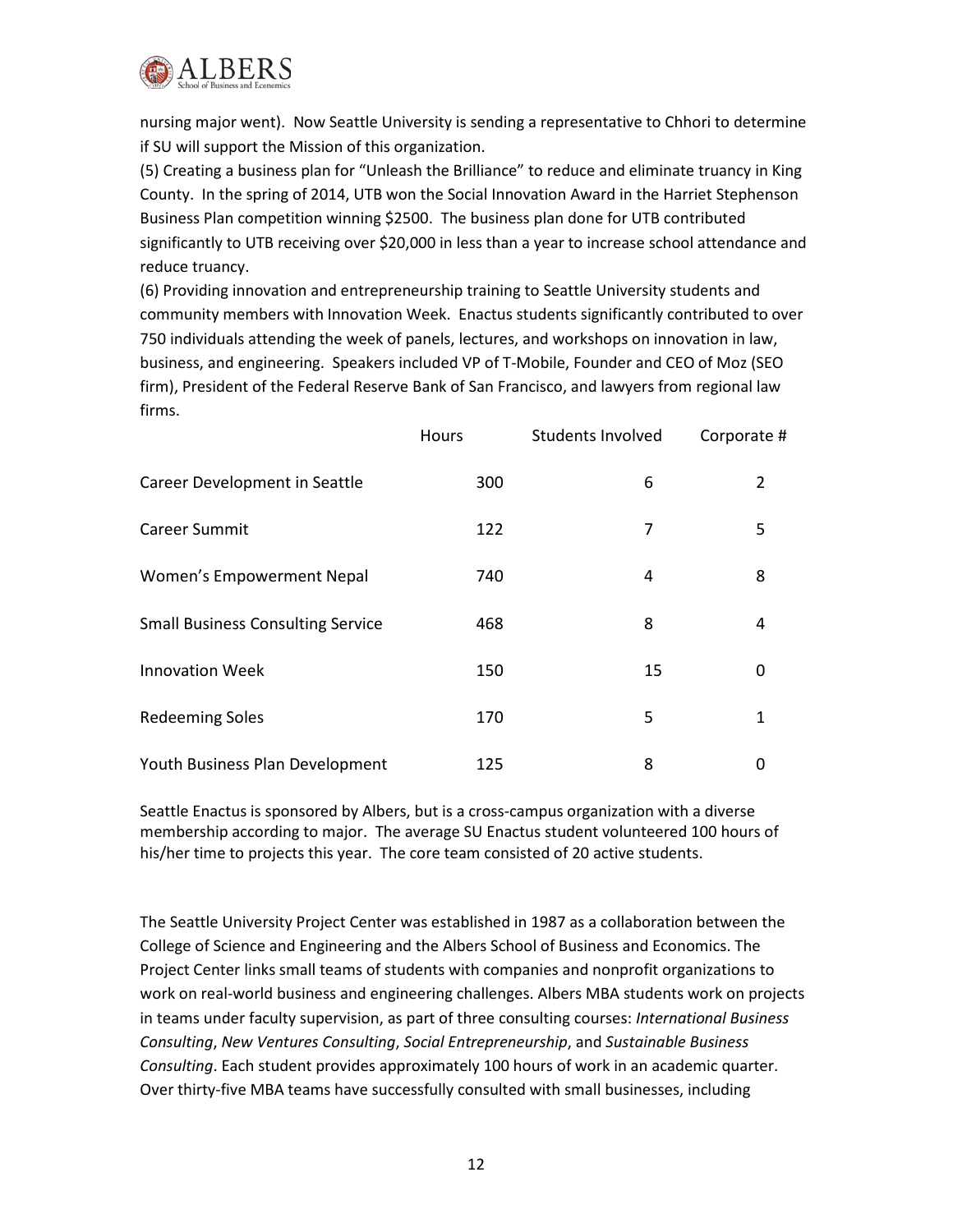nursing major went). Now Seattle University is sending a representative to Chhori to determine if SU will support the Mission of this organization.

(5) Creating a business plan for "Unleash the Brilliance" to reduce and eliminate truancy in King County. In the spring of 2014, UTB won the Social Innovation Award in the Harriet Stephenson Business Plan competition winning $2500. The business plan done for UTB contributed significantly to UTB receiving over $20,000 in less than a year to increase school attendance and reduce truancy.

(6) Providing innovation and entrepreneurship training to Seattle University students and community members with Innovation Week. Enactus students significantly contributed to over 750 individuals attending the week of panels, lectures, and workshops on innovation in law, business, and engineering. Speakers included VP of T-Mobile, Founder and CEO of Moz (SEO firm), President of the Federal Reserve Bank of San Francisco, and lawyers from regional law firms.

| | Hours | Students Involved | Corporate # |
|---|---|---|---|
| Career Development in Seattle | 300 | 6 | 2 |
| Career Summit | 122 | 7 | 5 |
| Women's Empowerment Nepal | 740 | 4 | 8 |
| Small Business Consulting Service | 468 | 8 | 4 |
| Innovation Week | 150 | 15 | 0 |
| Redeeming Soles | 170 | 5 | 1 |
| Youth Business Plan Development | 125 | 8 | 0 |

Seattle Enactus is sponsored by Albers, but is a cross-campus organization with a diverse membership according to major. The average SU Enactus student volunteered 100 hours of his/her time to projects this year. The core team consisted of 20 active students.

The Seattle University Project Center was established in 1987 as a collaboration between the College of Science and Engineering and the Albers School of Business and Economics. The Project Center links small teams of students with companies and nonprofit organizations to work on real-world business and engineering challenges. Albers MBA students work on projects in teams under faculty supervision, as part of three consulting courses: *International Business Consulting*, *New Ventures Consulting*, *Social Entrepreneurship*, and *Sustainable Business Consulting*. Each student provides approximately 100 hours of work in an academic quarter. Over thirty-five MBA teams have successfully consulted with small businesses, including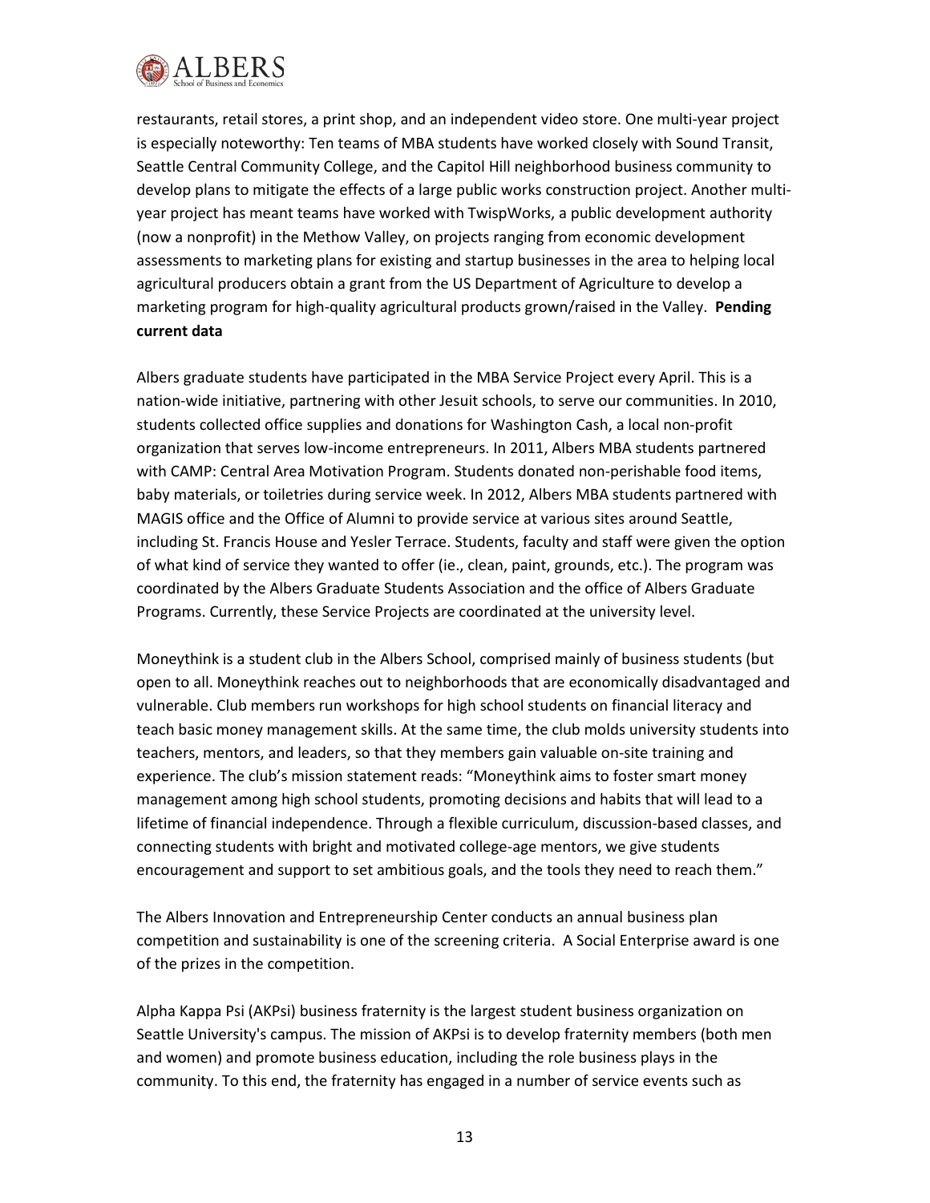restaurants, retail stores, a print shop, and an independent video store. One multi-year project is especially noteworthy: Ten teams of MBA students have worked closely with Sound Transit, Seattle Central Community College, and the Capitol Hill neighborhood business community to develop plans to mitigate the effects of a large public works construction project. Another multi-year project has meant teams have worked with TwispWorks, a public development authority (now a nonprofit) in the Methow Valley, on projects ranging from economic development assessments to marketing plans for existing and startup businesses in the area to helping local agricultural producers obtain a grant from the US Department of Agriculture to develop a marketing program for high-quality agricultural products grown/raised in the Valley. **Pending current data**

Albers graduate students have participated in the MBA Service Project every April. This is a nation-wide initiative, partnering with other Jesuit schools, to serve our communities. In 2010, students collected office supplies and donations for Washington Cash, a local non-profit organization that serves low-income entrepreneurs. In 2011, Albers MBA students partnered with CAMP: Central Area Motivation Program. Students donated non-perishable food items, baby materials, or toiletries during service week. In 2012, Albers MBA students partnered with MAGIS office and the Office of Alumni to provide service at various sites around Seattle, including St. Francis House and Yesler Terrace. Students, faculty and staff were given the option of what kind of service they wanted to offer (ie., clean, paint, grounds, etc.). The program was coordinated by the Albers Graduate Students Association and the office of Albers Graduate Programs. Currently, these Service Projects are coordinated at the university level.

Moneythink is a student club in the Albers School, comprised mainly of business students (but open to all. Moneythink reaches out to neighborhoods that are economically disadvantaged and vulnerable. Club members run workshops for high school students on financial literacy and teach basic money management skills. At the same time, the club molds university students into teachers, mentors, and leaders, so that they members gain valuable on-site training and experience. The club's mission statement reads: "Moneythink aims to foster smart money management among high school students, promoting decisions and habits that will lead to a lifetime of financial independence. Through a flexible curriculum, discussion-based classes, and connecting students with bright and motivated college-age mentors, we give students encouragement and support to set ambitious goals, and the tools they need to reach them."

The Albers Innovation and Entrepreneurship Center conducts an annual business plan competition and sustainability is one of the screening criteria. A Social Enterprise award is one of the prizes in the competition.

Alpha Kappa Psi (AKPsi) business fraternity is the largest student business organization on Seattle University's campus. The mission of AKPsi is to develop fraternity members (both men and women) and promote business education, including the role business plays in the community. To this end, the fraternity has engaged in a number of service events such as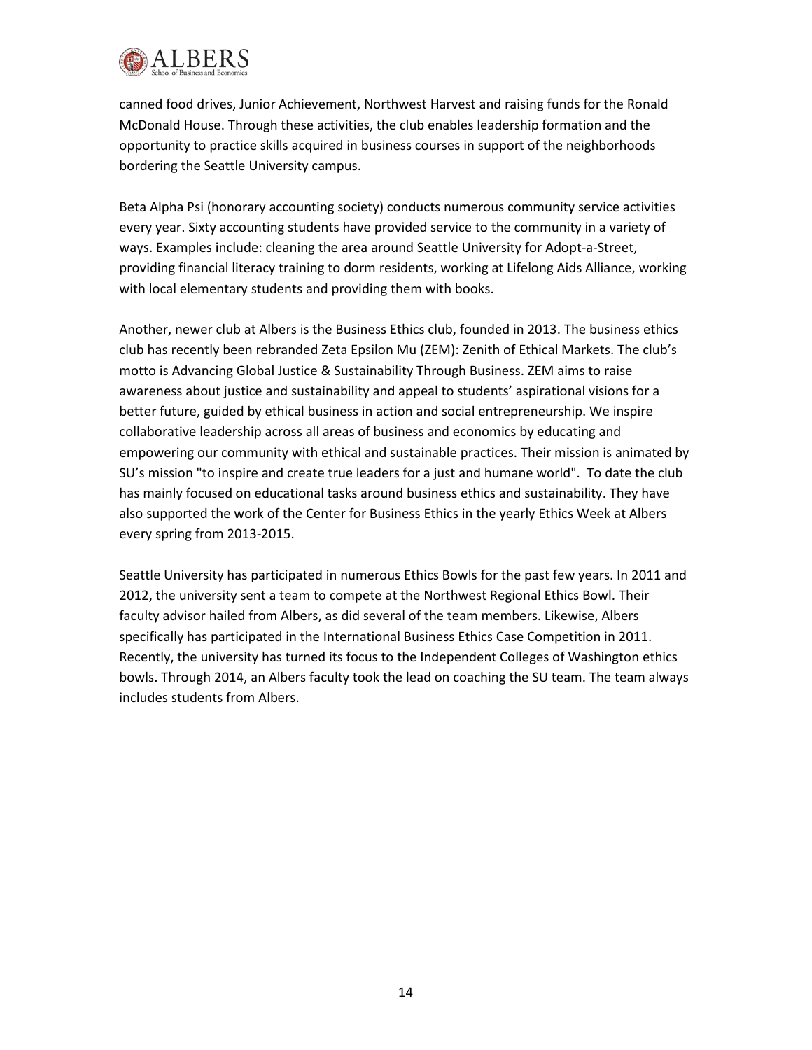canned food drives, Junior Achievement, Northwest Harvest and raising funds for the Ronald McDonald House. Through these activities, the club enables leadership formation and the opportunity to practice skills acquired in business courses in support of the neighborhoods bordering the Seattle University campus.

Beta Alpha Psi (honorary accounting society) conducts numerous community service activities every year. Sixty accounting students have provided service to the community in a variety of ways. Examples include: cleaning the area around Seattle University for Adopt-a-Street, providing financial literacy training to dorm residents, working at Lifelong Aids Alliance, working with local elementary students and providing them with books.

Another, newer club at Albers is the Business Ethics club, founded in 2013. The business ethics club has recently been rebranded Zeta Epsilon Mu (ZEM): Zenith of Ethical Markets. The club's motto is Advancing Global Justice & Sustainability Through Business. ZEM aims to raise awareness about justice and sustainability and appeal to students' aspirational visions for a better future, guided by ethical business in action and social entrepreneurship. We inspire collaborative leadership across all areas of business and economics by educating and empowering our community with ethical and sustainable practices. Their mission is animated by SU's mission "to inspire and create true leaders for a just and humane world". To date the club has mainly focused on educational tasks around business ethics and sustainability. They have also supported the work of the Center for Business Ethics in the yearly Ethics Week at Albers every spring from 2013-2015.

Seattle University has participated in numerous Ethics Bowls for the past few years. In 2011 and 2012, the university sent a team to compete at the Northwest Regional Ethics Bowl. Their faculty advisor hailed from Albers, as did several of the team members. Likewise, Albers specifically has participated in the International Business Ethics Case Competition in 2011. Recently, the university has turned its focus to the Independent Colleges of Washington ethics bowls. Through 2014, an Albers faculty took the lead on coaching the SU team. The team always includes students from Albers.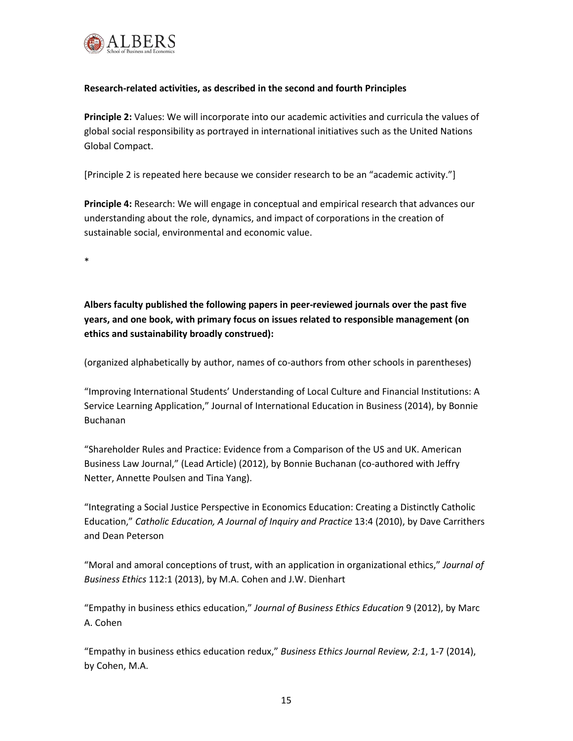**Research-related activities, as described in the second and fourth Principles**

**Principle 2:** Values: We will incorporate into our academic activities and curricula the values of global social responsibility as portrayed in international initiatives such as the United Nations Global Compact.

[Principle 2 is repeated here because we consider research to be an "academic activity."]

**Principle 4:** Research: We will engage in conceptual and empirical research that advances our understanding about the role, dynamics, and impact of corporations in the creation of sustainable social, environmental and economic value.

*

**Albers faculty published the following papers in peer-reviewed journals over the past five years, and one book, with primary focus on issues related to responsible management (on ethics and sustainability broadly construed):**

(organized alphabetically by author, names of co-authors from other schools in parentheses)

"Improving International Students' Understanding of Local Culture and Financial Institutions: A Service Learning Application," Journal of International Education in Business (2014), by Bonnie Buchanan

"Shareholder Rules and Practice: Evidence from a Comparison of the US and UK. American Business Law Journal," (Lead Article) (2012), by Bonnie Buchanan (co-authored with Jeffry Netter, Annette Poulsen and Tina Yang).

"Integrating a Social Justice Perspective in Economics Education: Creating a Distinctly Catholic Education," *Catholic Education, A Journal of Inquiry and Practice* 13:4 (2010), by Dave Carrithers and Dean Peterson

"Moral and amoral conceptions of trust, with an application in organizational ethics," *Journal of Business Ethics* 112:1 (2013), by M.A. Cohen and J.W. Dienhart

"Empathy in business ethics education," *Journal of Business Ethics Education* 9 (2012), by Marc A. Cohen

"Empathy in business ethics education redux," *Business Ethics Journal Review, 2:1*, 1-7 (2014), by Cohen, M.A.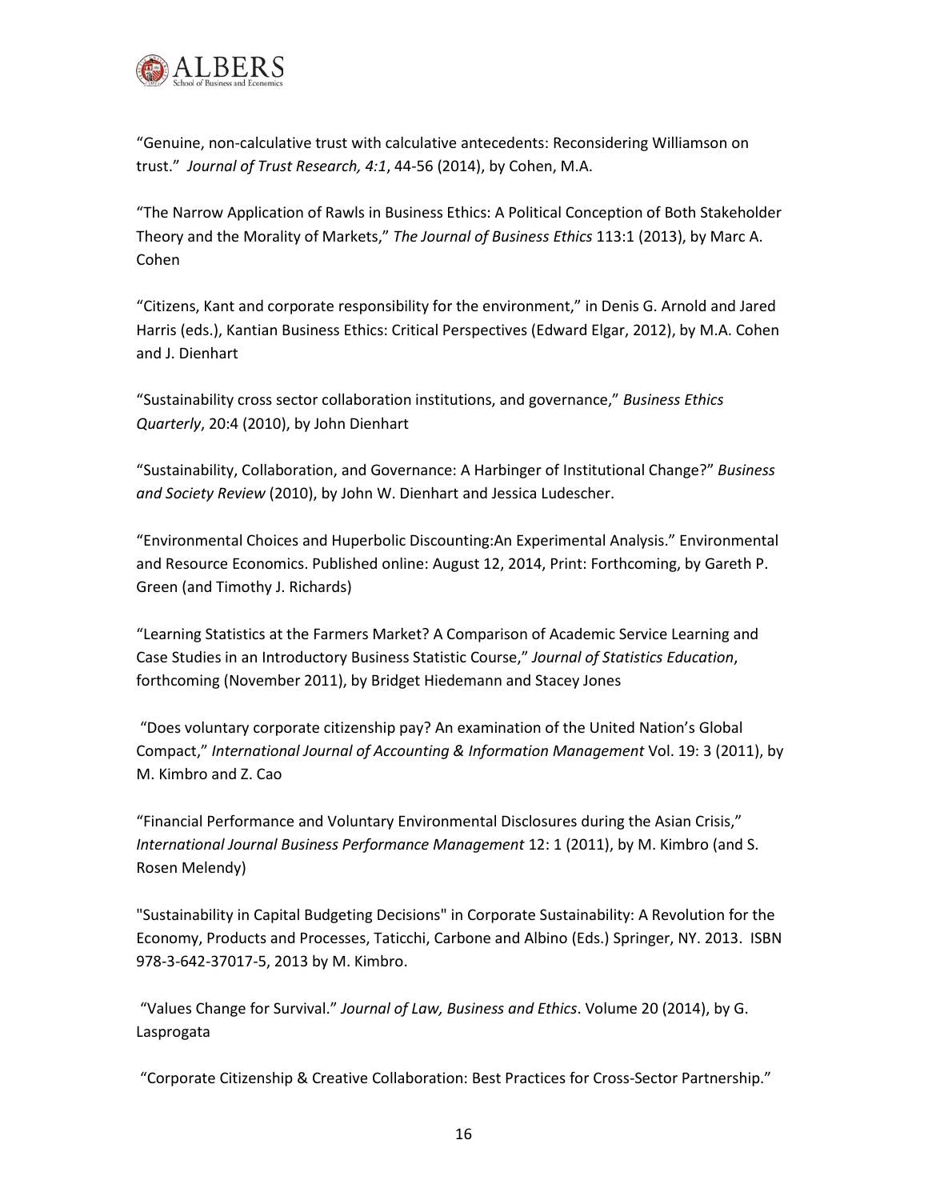“Genuine, non-calculative trust with calculative antecedents: Reconsidering Williamson on trust.” *Journal of Trust Research, 4:1*, 44-56 (2014), by Cohen, M.A.

“The Narrow Application of Rawls in Business Ethics: A Political Conception of Both Stakeholder Theory and the Morality of Markets,” *The Journal of Business Ethics* 113:1 (2013), by Marc A. Cohen

“Citizens, Kant and corporate responsibility for the environment,” in Denis G. Arnold and Jared Harris (eds.), Kantian Business Ethics: Critical Perspectives (Edward Elgar, 2012), by M.A. Cohen and J. Dienhart

“Sustainability cross sector collaboration institutions, and governance,” *Business Ethics Quarterly*, 20:4 (2010), by John Dienhart

“Sustainability, Collaboration, and Governance: A Harbinger of Institutional Change?” *Business and Society Review* (2010), by John W. Dienhart and Jessica Ludescher.

“Environmental Choices and Huperbolic Discounting:An Experimental Analysis.” Environmental and Resource Economics. Published online: August 12, 2014, Print: Forthcoming, by Gareth P. Green (and Timothy J. Richards)

“Learning Statistics at the Farmers Market? A Comparison of Academic Service Learning and Case Studies in an Introductory Business Statistic Course,” *Journal of Statistics Education*, forthcoming (November 2011), by Bridget Hiedemann and Stacey Jones

“Does voluntary corporate citizenship pay? An examination of the United Nation’s Global Compact,” *International Journal of Accounting & Information Management* Vol. 19: 3 (2011), by M. Kimbro and Z. Cao

“Financial Performance and Voluntary Environmental Disclosures during the Asian Crisis,” *International Journal Business Performance Management* 12: 1 (2011), by M. Kimbro (and S. Rosen Melendy)

"Sustainability in Capital Budgeting Decisions" in Corporate Sustainability: A Revolution for the Economy, Products and Processes, Taticchi, Carbone and Albino (Eds.) Springer, NY. 2013. ISBN 978-3-642-37017-5, 2013 by M. Kimbro.

“Values Change for Survival.” *Journal of Law, Business and Ethics*. Volume 20 (2014), by G. Lasprogata

“Corporate Citizenship & Creative Collaboration: Best Practices for Cross-Sector Partnership.”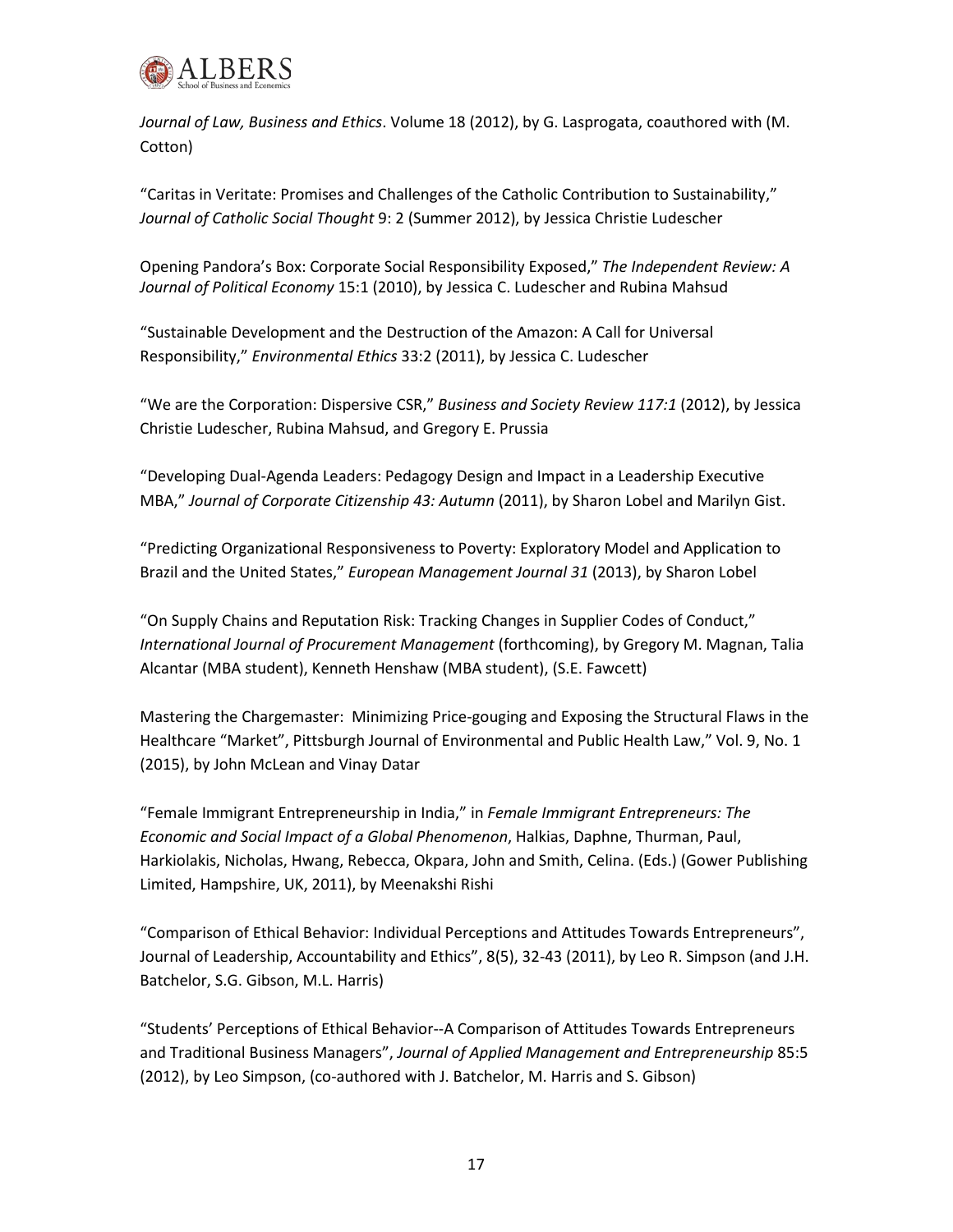*Journal of Law, Business and Ethics*. Volume 18 (2012), by G. Lasprogata, coauthored with (M. Cotton)

"Caritas in Veritate: Promises and Challenges of the Catholic Contribution to Sustainability," *Journal of Catholic Social Thought* 9: 2 (Summer 2012), by Jessica Christie Ludescher

Opening Pandora's Box: Corporate Social Responsibility Exposed," *The Independent Review: A Journal of Political Economy* 15:1 (2010), by Jessica C. Ludescher and Rubina Mahsud

"Sustainable Development and the Destruction of the Amazon: A Call for Universal Responsibility," *Environmental Ethics* 33:2 (2011), by Jessica C. Ludescher

"We are the Corporation: Dispersive CSR," *Business and Society Review 117:1* (2012), by Jessica Christie Ludescher, Rubina Mahsud, and Gregory E. Prussia

"Developing Dual-Agenda Leaders: Pedagogy Design and Impact in a Leadership Executive MBA," *Journal of Corporate Citizenship 43: Autumn* (2011), by Sharon Lobel and Marilyn Gist.

"Predicting Organizational Responsiveness to Poverty: Exploratory Model and Application to Brazil and the United States," *European Management Journal 31* (2013), by Sharon Lobel

"On Supply Chains and Reputation Risk: Tracking Changes in Supplier Codes of Conduct," *International Journal of Procurement Management* (forthcoming), by Gregory M. Magnan, Talia Alcantar (MBA student), Kenneth Henshaw (MBA student), (S.E. Fawcett)

Mastering the Chargemaster: Minimizing Price-gouging and Exposing the Structural Flaws in the Healthcare "Market", Pittsburgh Journal of Environmental and Public Health Law," Vol. 9, No. 1 (2015), by John McLean and Vinay Datar

"Female Immigrant Entrepreneurship in India," in *Female Immigrant Entrepreneurs: The Economic and Social Impact of a Global Phenomenon*, Halkias, Daphne, Thurman, Paul, Harkiolakis, Nicholas, Hwang, Rebecca, Okpara, John and Smith, Celina. (Eds.) (Gower Publishing Limited, Hampshire, UK, 2011), by Meenakshi Rishi

"Comparison of Ethical Behavior: Individual Perceptions and Attitudes Towards Entrepreneurs", Journal of Leadership, Accountability and Ethics", 8(5), 32-43 (2011), by Leo R. Simpson (and J.H. Batchelor, S.G. Gibson, M.L. Harris)

"Students' Perceptions of Ethical Behavior--A Comparison of Attitudes Towards Entrepreneurs and Traditional Business Managers", *Journal of Applied Management and Entrepreneurship* 85:5 (2012), by Leo Simpson, (co-authored with J. Batchelor, M. Harris and S. Gibson)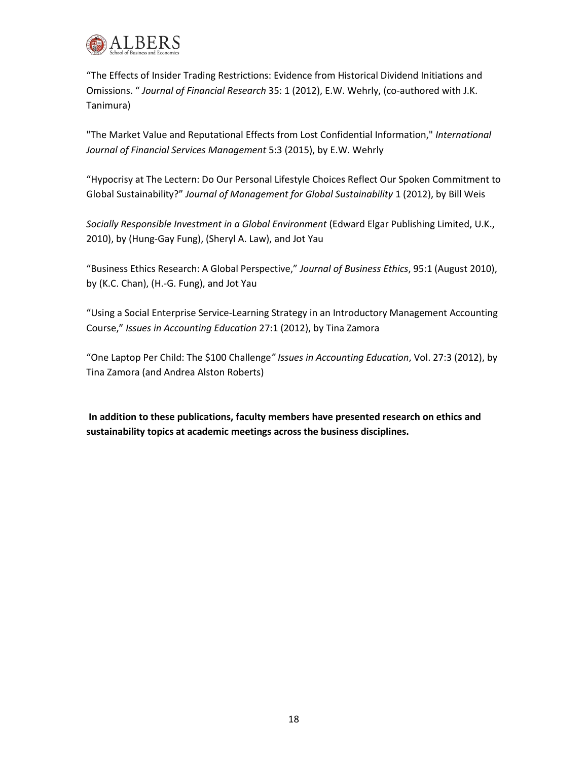"The Effects of Insider Trading Restrictions: Evidence from Historical Dividend Initiations and Omissions. " *Journal of Financial Research* 35: 1 (2012), E.W. Wehrly, (co-authored with J.K. Tanimura)

"The Market Value and Reputational Effects from Lost Confidential Information," *International Journal of Financial Services Management* 5:3 (2015), by E.W. Wehrly

"Hypocrisy at The Lectern: Do Our Personal Lifestyle Choices Reflect Our Spoken Commitment to Global Sustainability?" *Journal of Management for Global Sustainability* 1 (2012), by Bill Weis

*Socially Responsible Investment in a Global Environment* (Edward Elgar Publishing Limited, U.K., 2010), by (Hung-Gay Fung), (Sheryl A. Law), and Jot Yau

"Business Ethics Research: A Global Perspective," *Journal of Business Ethics*, 95:1 (August 2010), by (K.C. Chan), (H.-G. Fung), and Jot Yau

"Using a Social Enterprise Service-Learning Strategy in an Introductory Management Accounting Course," *Issues in Accounting Education* 27:1 (2012), by Tina Zamora

"One Laptop Per Child: The $100 Challenge*" Issues in Accounting Education*, Vol. 27:3 (2012), by Tina Zamora (and Andrea Alston Roberts)

**In addition to these publications, faculty members have presented research on ethics and sustainability topics at academic meetings across the business disciplines.**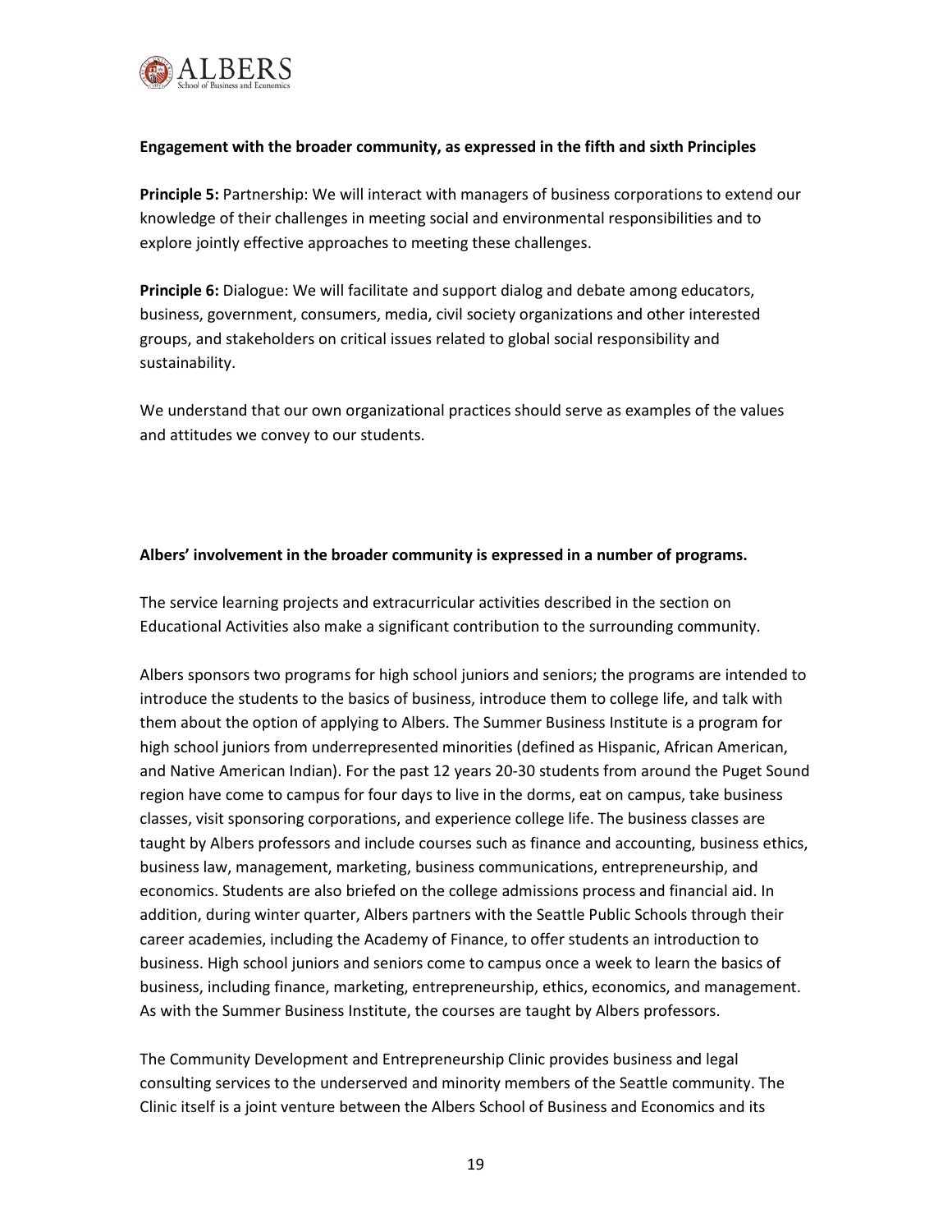**Engagement with the broader community, as expressed in the fifth and sixth Principles**

**Principle 5:** Partnership: We will interact with managers of business corporations to extend our knowledge of their challenges in meeting social and environmental responsibilities and to explore jointly effective approaches to meeting these challenges.

**Principle 6:** Dialogue: We will facilitate and support dialog and debate among educators, business, government, consumers, media, civil society organizations and other interested groups, and stakeholders on critical issues related to global social responsibility and sustainability.

We understand that our own organizational practices should serve as examples of the values and attitudes we convey to our students.

**Albers' involvement in the broader community is expressed in a number of programs.**

The service learning projects and extracurricular activities described in the section on Educational Activities also make a significant contribution to the surrounding community.

Albers sponsors two programs for high school juniors and seniors; the programs are intended to introduce the students to the basics of business, introduce them to college life, and talk with them about the option of applying to Albers. The Summer Business Institute is a program for high school juniors from underrepresented minorities (defined as Hispanic, African American, and Native American Indian). For the past 12 years 20-30 students from around the Puget Sound region have come to campus for four days to live in the dorms, eat on campus, take business classes, visit sponsoring corporations, and experience college life. The business classes are taught by Albers professors and include courses such as finance and accounting, business ethics, business law, management, marketing, business communications, entrepreneurship, and economics. Students are also briefed on the college admissions process and financial aid. In addition, during winter quarter, Albers partners with the Seattle Public Schools through their career academies, including the Academy of Finance, to offer students an introduction to business. High school juniors and seniors come to campus once a week to learn the basics of business, including finance, marketing, entrepreneurship, ethics, economics, and management. As with the Summer Business Institute, the courses are taught by Albers professors.

The Community Development and Entrepreneurship Clinic provides business and legal consulting services to the underserved and minority members of the Seattle community. The Clinic itself is a joint venture between the Albers School of Business and Economics and its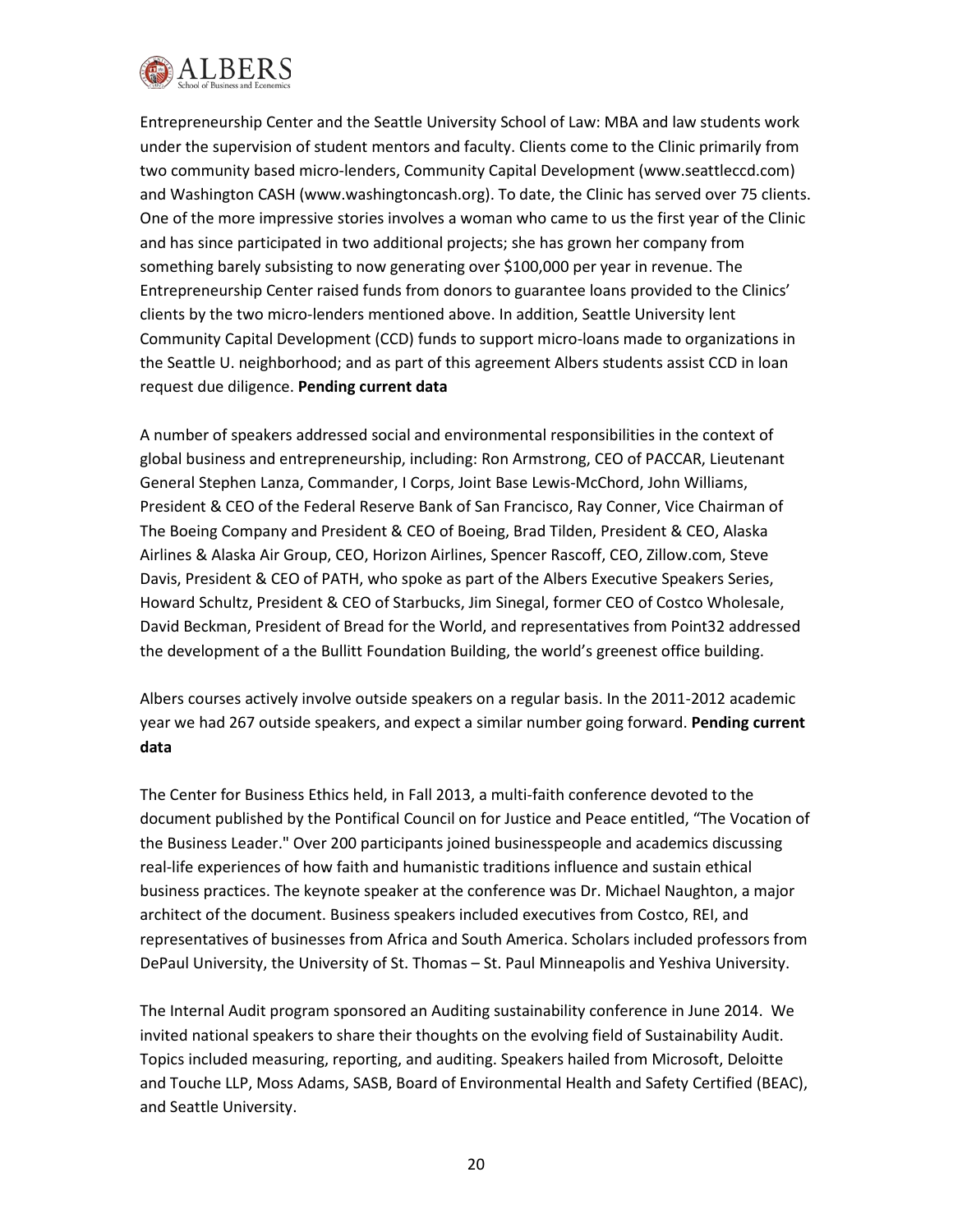Entrepreneurship Center and the Seattle University School of Law: MBA and law students work under the supervision of student mentors and faculty. Clients come to the Clinic primarily from two community based micro-lenders, Community Capital Development (www.seattleccd.com) and Washington CASH (www.washingtoncash.org). To date, the Clinic has served over 75 clients. One of the more impressive stories involves a woman who came to us the first year of the Clinic and has since participated in two additional projects; she has grown her company from something barely subsisting to now generating over $100,000 per year in revenue. The Entrepreneurship Center raised funds from donors to guarantee loans provided to the Clinics' clients by the two micro-lenders mentioned above. In addition, Seattle University lent Community Capital Development (CCD) funds to support micro-loans made to organizations in the Seattle U. neighborhood; and as part of this agreement Albers students assist CCD in loan request due diligence. **Pending current data**

A number of speakers addressed social and environmental responsibilities in the context of global business and entrepreneurship, including: Ron Armstrong, CEO of PACCAR, Lieutenant General Stephen Lanza, Commander, I Corps, Joint Base Lewis-McChord, John Williams, President & CEO of the Federal Reserve Bank of San Francisco, Ray Conner, Vice Chairman of The Boeing Company and President & CEO of Boeing, Brad Tilden, President & CEO, Alaska Airlines & Alaska Air Group, CEO, Horizon Airlines, Spencer Rascoff, CEO, Zillow.com, Steve Davis, President & CEO of PATH, who spoke as part of the Albers Executive Speakers Series, Howard Schultz, President & CEO of Starbucks, Jim Sinegal, former CEO of Costco Wholesale, David Beckman, President of Bread for the World, and representatives from Point32 addressed the development of a the Bullitt Foundation Building, the world's greenest office building.

Albers courses actively involve outside speakers on a regular basis. In the 2011-2012 academic year we had 267 outside speakers, and expect a similar number going forward. **Pending current data**

The Center for Business Ethics held, in Fall 2013, a multi-faith conference devoted to the document published by the Pontifical Council on for Justice and Peace entitled, "The Vocation of the Business Leader." Over 200 participants joined businesspeople and academics discussing real-life experiences of how faith and humanistic traditions influence and sustain ethical business practices. The keynote speaker at the conference was Dr. Michael Naughton, a major architect of the document. Business speakers included executives from Costco, REI, and representatives of businesses from Africa and South America. Scholars included professors from DePaul University, the University of St. Thomas – St. Paul Minneapolis and Yeshiva University.

The Internal Audit program sponsored an Auditing sustainability conference in June 2014. We invited national speakers to share their thoughts on the evolving field of Sustainability Audit. Topics included measuring, reporting, and auditing. Speakers hailed from Microsoft, Deloitte and Touche LLP, Moss Adams, SASB, Board of Environmental Health and Safety Certified (BEAC), and Seattle University.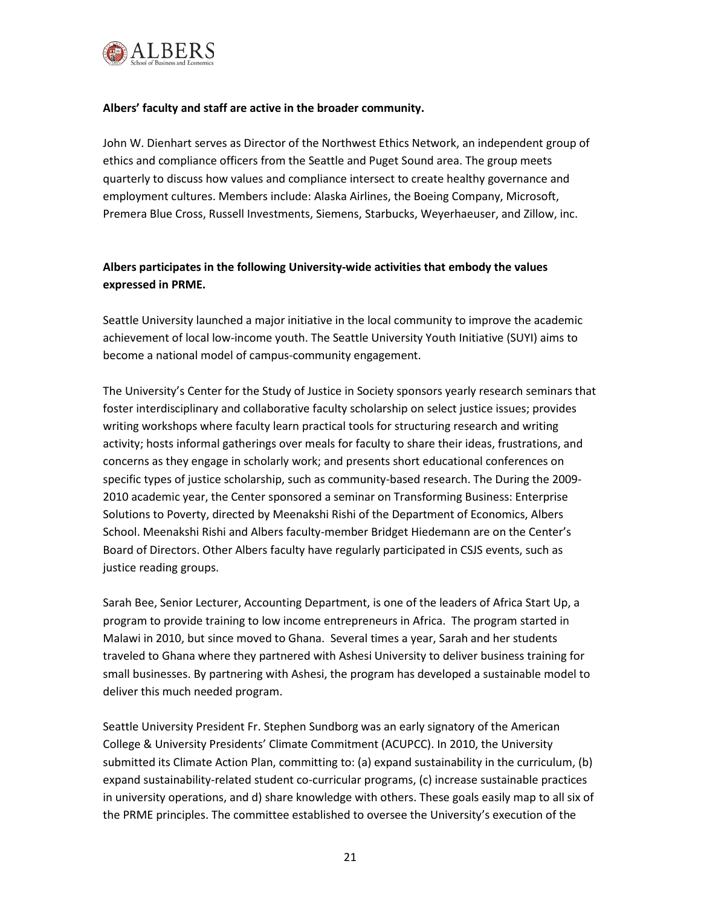**Albers' faculty and staff are active in the broader community.**

John W. Dienhart serves as Director of the Northwest Ethics Network, an independent group of ethics and compliance officers from the Seattle and Puget Sound area. The group meets quarterly to discuss how values and compliance intersect to create healthy governance and employment cultures. Members include: Alaska Airlines, the Boeing Company, Microsoft, Premera Blue Cross, Russell Investments, Siemens, Starbucks, Weyerhaeuser, and Zillow, inc.

**Albers participates in the following University-wide activities that embody the values expressed in PRME.**

Seattle University launched a major initiative in the local community to improve the academic achievement of local low-income youth. The Seattle University Youth Initiative (SUYI) aims to become a national model of campus-community engagement.

The University's Center for the Study of Justice in Society sponsors yearly research seminars that foster interdisciplinary and collaborative faculty scholarship on select justice issues; provides writing workshops where faculty learn practical tools for structuring research and writing activity; hosts informal gatherings over meals for faculty to share their ideas, frustrations, and concerns as they engage in scholarly work; and presents short educational conferences on specific types of justice scholarship, such as community-based research. The During the 2009-2010 academic year, the Center sponsored a seminar on Transforming Business: Enterprise Solutions to Poverty, directed by Meenakshi Rishi of the Department of Economics, Albers School. Meenakshi Rishi and Albers faculty-member Bridget Hiedemann are on the Center's Board of Directors. Other Albers faculty have regularly participated in CSJS events, such as justice reading groups.

Sarah Bee, Senior Lecturer, Accounting Department, is one of the leaders of Africa Start Up, a program to provide training to low income entrepreneurs in Africa. The program started in Malawi in 2010, but since moved to Ghana. Several times a year, Sarah and her students traveled to Ghana where they partnered with Ashesi University to deliver business training for small businesses. By partnering with Ashesi, the program has developed a sustainable model to deliver this much needed program.

Seattle University President Fr. Stephen Sundborg was an early signatory of the American College & University Presidents' Climate Commitment (ACUPCC). In 2010, the University submitted its Climate Action Plan, committing to: (a) expand sustainability in the curriculum, (b) expand sustainability-related student co-curricular programs, (c) increase sustainable practices in university operations, and d) share knowledge with others. These goals easily map to all six of the PRME principles. The committee established to oversee the University's execution of the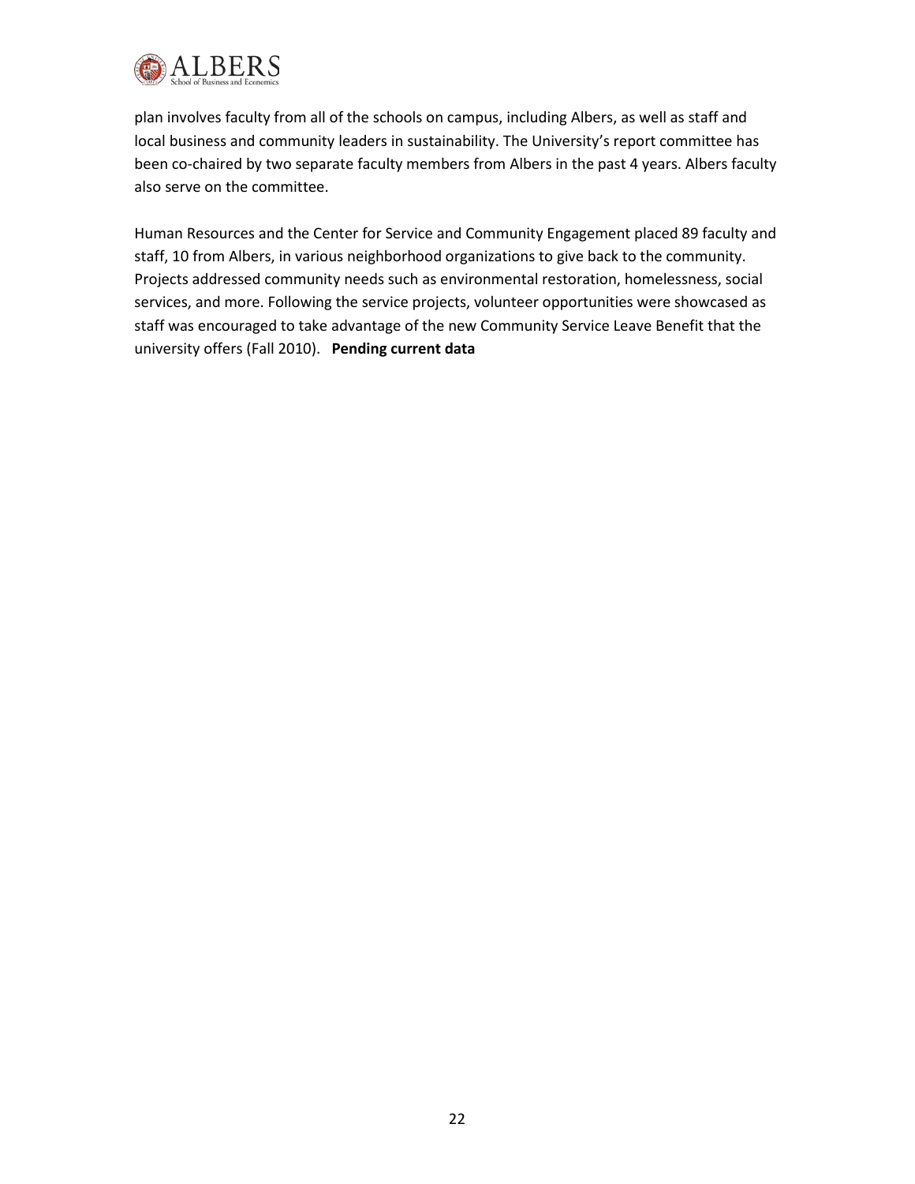plan involves faculty from all of the schools on campus, including Albers, as well as staff and local business and community leaders in sustainability. The University's report committee has been co-chaired by two separate faculty members from Albers in the past 4 years. Albers faculty also serve on the committee.

Human Resources and the Center for Service and Community Engagement placed 89 faculty and staff, 10 from Albers, in various neighborhood organizations to give back to the community. Projects addressed community needs such as environmental restoration, homelessness, social services, and more. Following the service projects, volunteer opportunities were showcased as staff was encouraged to take advantage of the new Community Service Leave Benefit that the university offers (Fall 2010). **Pending current data**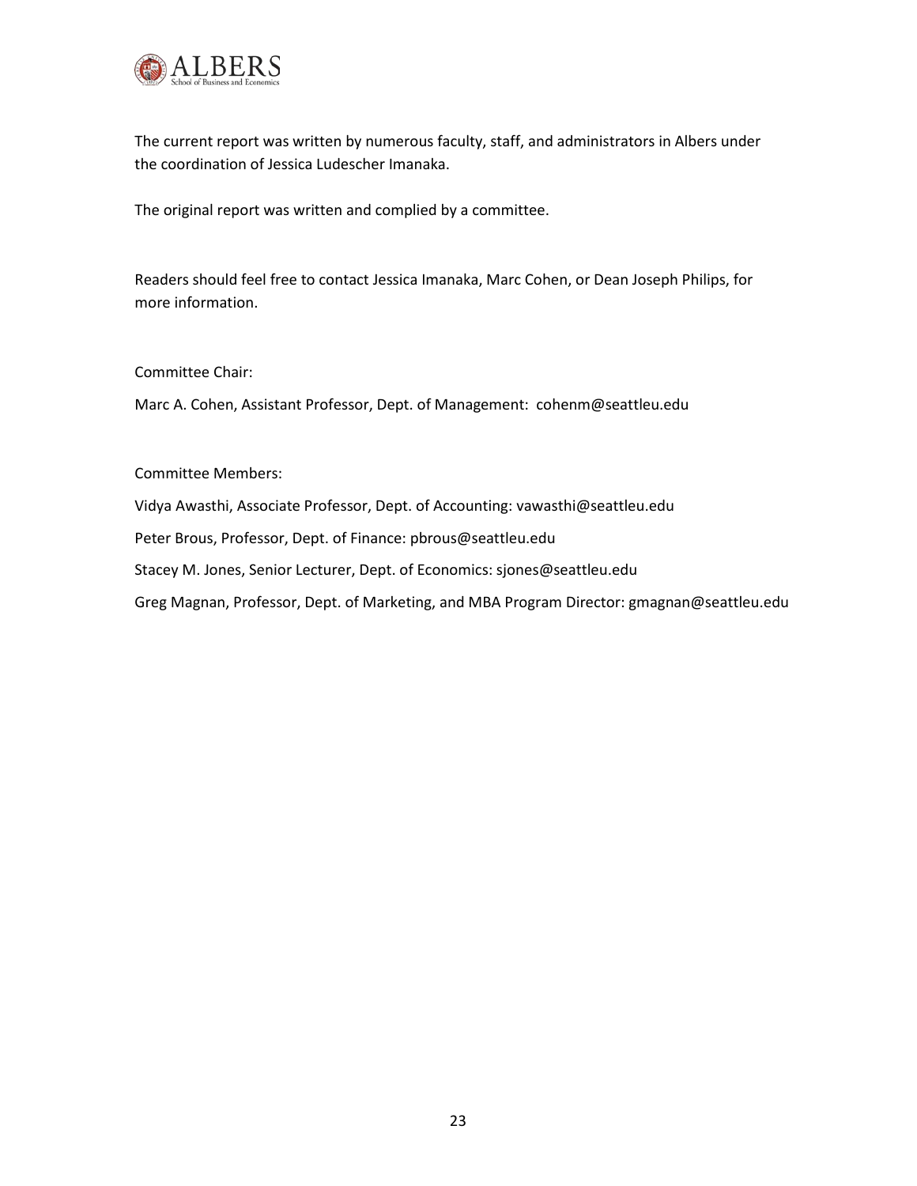The current report was written by numerous faculty, staff, and administrators in Albers under the coordination of Jessica Ludescher Imanaka.

The original report was written and complied by a committee.

Readers should feel free to contact Jessica Imanaka, Marc Cohen, or Dean Joseph Philips, for more information.

Committee Chair:

Marc A. Cohen, Assistant Professor, Dept. of Management: cohenm@seattleu.edu

Committee Members:

Vidya Awasthi, Associate Professor, Dept. of Accounting: vawasthi@seattleu.edu

Peter Brous, Professor, Dept. of Finance: pbrous@seattleu.edu

Stacey M. Jones, Senior Lecturer, Dept. of Economics: sjones@seattleu.edu

Greg Magnan, Professor, Dept. of Marketing, and MBA Program Director: gmagnan@seattleu.edu